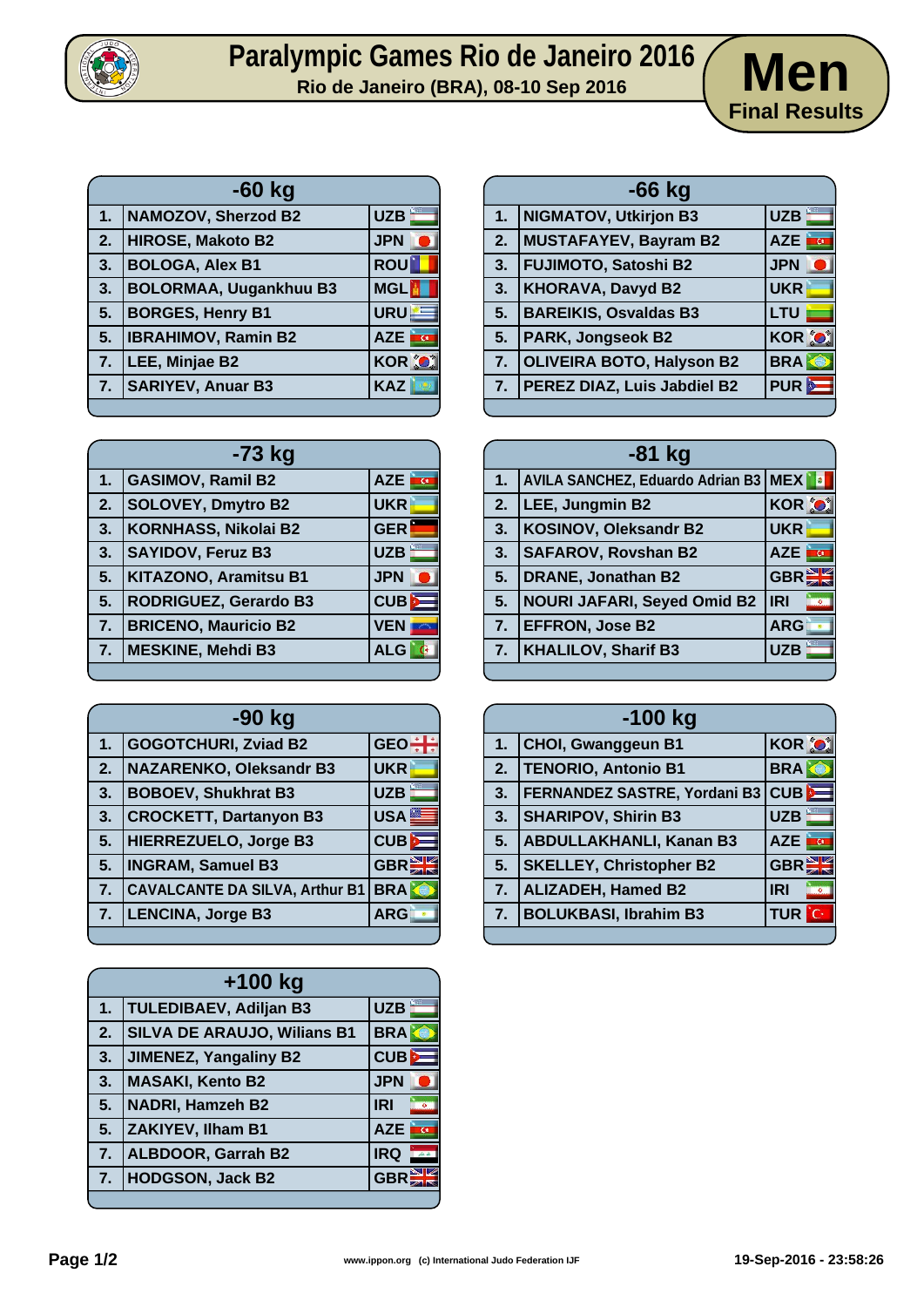# Paralympic Games Rio de Janeiro 2016

**Rio de Janeiro (BRA), 08-10 Sep 2016**

## Men
**Final Results**

### -60 kg

| | | |
|---|---|---|
| 1. | NAMOZOV, Sherzod B2 | UZB |
| 2. | HIROSE, Makoto B2 | JPN |
| 3. | BOLOGA, Alex B1 | ROU |
| 3. | BOLORMAA, Uugankhuu B3 | MGL |
| 5. | BORGES, Henry B1 | URU |
| 5. | IBRAHIMOV, Ramin B2 | AZE |
| 7. | LEE, Minjae B2 | KOR |
| 7. | SARIYEV, Anuar B3 | KAZ |

### -66 kg

| | | |
|---|---|---|
| 1. | NIGMATOV, Utkirjon B3 | UZB |
| 2. | MUSTAFAYEV, Bayram B2 | AZE |
| 3. | FUJIMOTO, Satoshi B2 | JPN |
| 3. | KHORAVA, Davyd B2 | UKR |
| 5. | BAREIKIS, Osvaldas B3 | LTU |
| 5. | PARK, Jongseok B2 | KOR |
| 7. | OLIVEIRA BOTO, Halyson B2 | BRA |
| 7. | PEREZ DIAZ, Luis Jabdiel B2 | PUR |

### -73 kg

| | | |
|---|---|---|
| 1. | GASIMOV, Ramil B2 | AZE |
| 2. | SOLOVEY, Dmytro B2 | UKR |
| 3. | KORNHASS, Nikolai B2 | GER |
| 3. | SAYIDOV, Feruz B3 | UZB |
| 5. | KITAZONO, Aramitsu B1 | JPN |
| 5. | RODRIGUEZ, Gerardo B3 | CUB |
| 7. | BRICENO, Mauricio B2 | VEN |
| 7. | MESKINE, Mehdi B3 | ALG |

### -81 kg

| | | |
|---|---|---|
| 1. | AVILA SANCHEZ, Eduardo Adrian B3 | MEX |
| 2. | LEE, Jungmin B2 | KOR |
| 3. | KOSINOV, Oleksandr B2 | UKR |
| 3. | SAFAROV, Rovshan B2 | AZE |
| 5. | DRANE, Jonathan B2 | GBR |
| 5. | NOURI JAFARI, Seyed Omid B2 | IRI |
| 7. | EFFRON, Jose B2 | ARG |
| 7. | KHALILOV, Sharif B3 | UZB |

### -90 kg

| | | |
|---|---|---|
| 1. | GOGOTCHURI, Zviad B2 | GEO |
| 2. | NAZARENKO, Oleksandr B3 | UKR |
| 3. | BOBOEV, Shukhrat B3 | UZB |
| 3. | CROCKETT, Dartanyon B3 | USA |
| 5. | HIERREZUELO, Jorge B3 | CUB |
| 5. | INGRAM, Samuel B3 | GBR |
| 7. | CAVALCANTE DA SILVA, Arthur B1 | BRA |
| 7. | LENCINA, Jorge B3 | ARG |

### -100 kg

| | | |
|---|---|---|
| 1. | CHOI, Gwanggeun B1 | KOR |
| 2. | TENORIO, Antonio B1 | BRA |
| 3. | FERNANDEZ SASTRE, Yordani B3 | CUB |
| 3. | SHARIPOV, Shirin B3 | UZB |
| 5. | ABDULLAKHANLI, Kanan B3 | AZE |
| 5. | SKELLEY, Christopher B2 | GBR |
| 7. | ALIZADEH, Hamed B2 | IRI |
| 7. | BOLUKBASI, Ibrahim B3 | TUR |

### +100 kg

| | | |
|---|---|---|
| 1. | TULEDIBAEV, Adiljan B3 | UZB |
| 2. | SILVA DE ARAUJO, Wilians B1 | BRA |
| 3. | JIMENEZ, Yangaliny B2 | CUB |
| 3. | MASAKI, Kento B2 | JPN |
| 5. | NADRI, Hamzeh B2 | IRI |
| 5. | ZAKIYEV, Ilham B1 | AZE |
| 7. | ALBDOOR, Garrah B2 | IRQ |
| 7. | HODGSON, Jack B2 | GBR |

www.ippon.org (c) International Judo Federation IJF

19-Sep-2016 - 23:58:26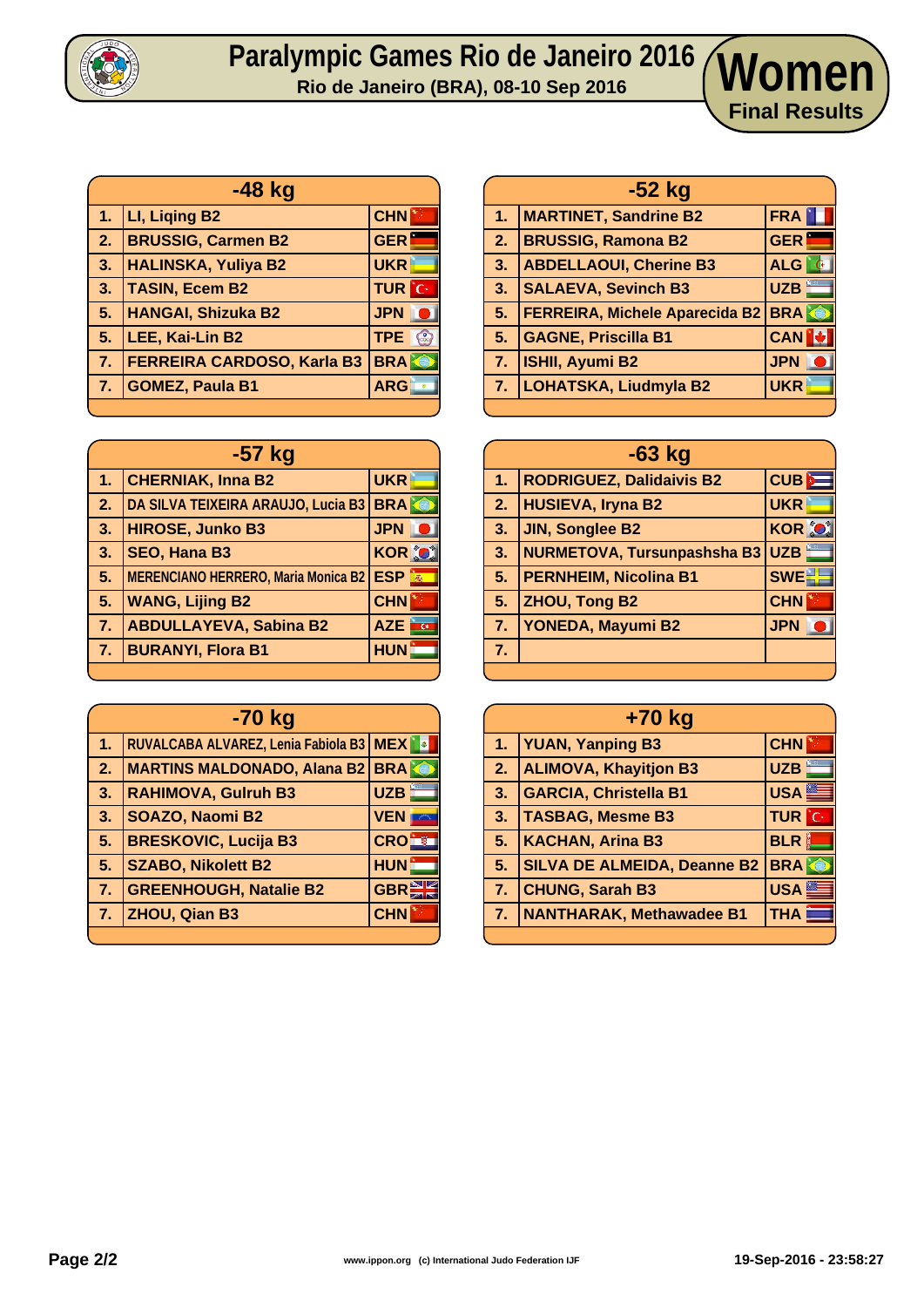# Paralympic Games Rio de Janeiro 2016

**Rio de Janeiro (BRA), 08-10 Sep 2016**

## Women

**Final Results**

### -48 kg

| | | |
|---|---|---|
| 1. | LI, Liqing B2 | CHN |
| 2. | BRUSSIG, Carmen B2 | GER |
| 3. | HALINSKA, Yuliya B2 | UKR |
| 3. | TASIN, Ecem B2 | TUR |
| 5. | HANGAI, Shizuka B2 | JPN |
| 5. | LEE, Kai-Lin B2 | TPE |
| 7. | FERREIRA CARDOSO, Karla B3 | BRA |
| 7. | GOMEZ, Paula B1 | ARG |

### -52 kg

| | | |
|---|---|---|
| 1. | MARTINET, Sandrine B2 | FRA |
| 2. | BRUSSIG, Ramona B2 | GER |
| 3. | ABDELLAOUI, Cherine B3 | ALG |
| 3. | SALAEVA, Sevinch B3 | UZB |
| 5. | FERREIRA, Michele Aparecida B2 | BRA |
| 5. | GAGNE, Priscilla B1 | CAN |
| 7. | ISHII, Ayumi B2 | JPN |
| 7. | LOHATSKA, Liudmyla B2 | UKR |

### -57 kg

| | | |
|---|---|---|
| 1. | CHERNIAK, Inna B2 | UKR |
| 2. | DA SILVA TEIXEIRA ARAUJO, Lucia B3 | BRA |
| 3. | HIROSE, Junko B3 | JPN |
| 3. | SEO, Hana B3 | KOR |
| 5. | MERENCIANO HERRERO, Maria Monica B2 | ESP |
| 5. | WANG, Lijing B2 | CHN |
| 7. | ABDULLAYEVA, Sabina B2 | AZE |
| 7. | BURANYI, Flora B1 | HUN |

### -63 kg

| | | |
|---|---|---|
| 1. | RODRIGUEZ, Dalidaivis B2 | CUB |
| 2. | HUSIEVA, Iryna B2 | UKR |
| 3. | JIN, Songlee B2 | KOR |
| 3. | NURMETOVA, Tursunpashsha B3 | UZB |
| 5. | PERNHEIM, Nicolina B1 | SWE |
| 5. | ZHOU, Tong B2 | CHN |
| 7. | YONEDA, Mayumi B2 | JPN |
| 7. | | |

### -70 kg

| | | |
|---|---|---|
| 1. | RUVALCABA ALVAREZ, Lenia Fabiola B3 | MEX |
| 2. | MARTINS MALDONADO, Alana B2 | BRA |
| 3. | RAHIMOVA, Gulruh B3 | UZB |
| 3. | SOAZO, Naomi B2 | VEN |
| 5. | BRESKOVIC, Lucija B3 | CRO |
| 5. | SZABO, Nikolett B2 | HUN |
| 7. | GREENHOUGH, Natalie B2 | GBR |
| 7. | ZHOU, Qian B3 | CHN |

### +70 kg

| | | |
|---|---|---|
| 1. | YUAN, Yanping B3 | CHN |
| 2. | ALIMOVA, Khayitjon B3 | UZB |
| 3. | GARCIA, Christella B1 | USA |
| 3. | TASBAG, Mesme B3 | TUR |
| 5. | KACHAN, Arina B3 | BLR |
| 5. | SILVA DE ALMEIDA, Deanne B2 | BRA |
| 7. | CHUNG, Sarah B3 | USA |
| 7. | NANTHARAK, Methawadee B1 | THA |

www.ippon.org (c) International Judo Federation IJF

19-Sep-2016 - 23:58:27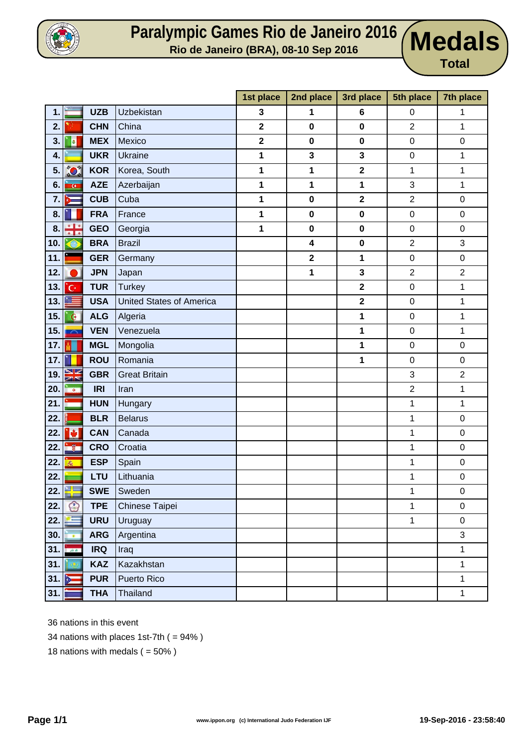# Paralympic Games Rio de Janeiro 2016

**Rio de Janeiro (BRA), 08-10 Sep 2016**

# Medals

**Total**

| Rank | | Code | Nation | 1st place | 2nd place | 3rd place | 5th place | 7th place |
|---|---|---|---|---|---|---|---|---|
| 1. | | UZB | Uzbekistan | 3 | 1 | 6 | 0 | 1 |
| 2. | | CHN | China | 2 | 0 | 0 | 2 | 1 |
| 3. | | MEX | Mexico | 2 | 0 | 0 | 0 | 0 |
| 4. | | UKR | Ukraine | 1 | 3 | 3 | 0 | 1 |
| 5. | | KOR | Korea, South | 1 | 1 | 2 | 1 | 1 |
| 6. | | AZE | Azerbaijan | 1 | 1 | 1 | 3 | 1 |
| 7. | | CUB | Cuba | 1 | 0 | 2 | 2 | 0 |
| 8. | | FRA | France | 1 | 0 | 0 | 0 | 0 |
| 8. | | GEO | Georgia | 1 | 0 | 0 | 0 | 0 |
| 10. | | BRA | Brazil | | 4 | 0 | 2 | 3 |
| 11. | | GER | Germany | | 2 | 1 | 0 | 0 |
| 12. | | JPN | Japan | | 1 | 3 | 2 | 2 |
| 13. | | TUR | Turkey | | | 2 | 0 | 1 |
| 13. | | USA | United States of America | | | 2 | 0 | 1 |
| 15. | | ALG | Algeria | | | 1 | 0 | 1 |
| 15. | | VEN | Venezuela | | | 1 | 0 | 1 |
| 17. | | MGL | Mongolia | | | 1 | 0 | 0 |
| 17. | | ROU | Romania | | | 1 | 0 | 0 |
| 19. | | GBR | Great Britain | | | | 3 | 2 |
| 20. | | IRI | Iran | | | | 2 | 1 |
| 21. | | HUN | Hungary | | | | 1 | 1 |
| 22. | | BLR | Belarus | | | | 1 | 0 |
| 22. | | CAN | Canada | | | | 1 | 0 |
| 22. | | CRO | Croatia | | | | 1 | 0 |
| 22. | | ESP | Spain | | | | 1 | 0 |
| 22. | | LTU | Lithuania | | | | 1 | 0 |
| 22. | | SWE | Sweden | | | | 1 | 0 |
| 22. | | TPE | Chinese Taipei | | | | 1 | 0 |
| 22. | | URU | Uruguay | | | | 1 | 0 |
| 30. | | ARG | Argentina | | | | | 3 |
| 31. | | IRQ | Iraq | | | | | 1 |
| 31. | | KAZ | Kazakhstan | | | | | 1 |
| 31. | | PUR | Puerto Rico | | | | | 1 |
| 31. | | THA | Thailand | | | | | 1 |

36 nations in this event

34 nations with places 1st-7th ( = 94% )

18 nations with medals ( = 50% )

www.ippon.org (c) International Judo Federation IJF

19-Sep-2016 - 23:58:40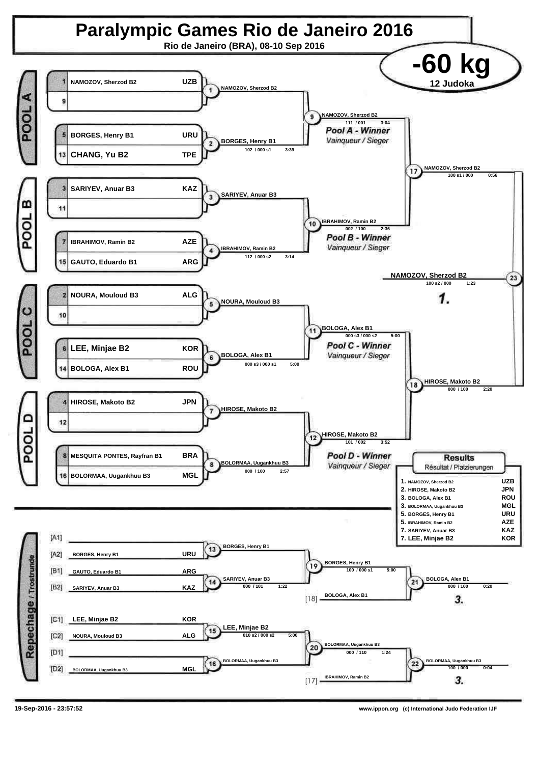# Paralympic Games Rio de Janeiro 2016

**Rio de Janeiro (BRA), 08-10 Sep 2016**

## -60 kg

**12 Judoka**

### POOL A

| Seed | Name | Country |
|---|---|---|
| 1 | NAMOZOV, Sherzod B2 | UZB |
| 9 | | |
| 5 | BORGES, Henry B1 | URU |
| 13 | CHANG, Yu B2 | TPE |

- Contest 1: NAMOZOV, Sherzod B2
- Contest 2: BORGES, Henry B1 — 102 / 000 s1 — 3:39
- Contest 9: NAMOZOV, Sherzod B2 — 111 / 001 — 3:04 — *Pool A - Winner* / *Vainqueur / Sieger*

### POOL B

| Seed | Name | Country |
|---|---|---|
| 3 | SARIYEV, Anuar B3 | KAZ |
| 11 | | |
| 7 | IBRAHIMOV, Ramin B2 | AZE |
| 15 | GAUTO, Eduardo B1 | ARG |

- Contest 3: SARIYEV, Anuar B3
- Contest 4: IBRAHIMOV, Ramin B2 — 112 / 000 s2 — 3:14
- Contest 10: IBRAHIMOV, Ramin B2 — 002 / 100 — 2:36 — *Pool B - Winner* / *Vainqueur / Sieger*

### POOL C

| Seed | Name | Country |
|---|---|---|
| 2 | NOURA, Mouloud B3 | ALG |
| 10 | | |
| 6 | LEE, Minjae B2 | KOR |
| 14 | BOLOGA, Alex B1 | ROU |

- Contest 5: NOURA, Mouloud B3
- Contest 6: BOLOGA, Alex B1 — 000 s3 / 000 s1 — 5:00
- Contest 11: BOLOGA, Alex B1 — 000 s3 / 000 s2 — 5:00 — *Pool C - Winner* / *Vainqueur / Sieger*

### POOL D

| Seed | Name | Country |
|---|---|---|
| 4 | HIROSE, Makoto B2 | JPN |
| 12 | | |
| 8 | MESQUITA PONTES, Rayfran B1 | BRA |
| 16 | BOLORMAA, Uugankhuu B3 | MGL |

- Contest 7: HIROSE, Makoto B2
- Contest 8: BOLORMAA, Uugankhuu B3 — 000 / 100 — 2:57
- Contest 12: HIROSE, Makoto B2 — 101 / 002 — 3:52 — *Pool D - Winner* / *Vainqueur / Sieger*

### Semi-finals and Final

- Contest 17: NAMOZOV, Sherzod B2 — 100 s1 / 000 — 0:56
- Contest 18: HIROSE, Makoto B2 — 000 / 100 — 2:20
- Contest 23: **NAMOZOV, Sherzod B2** — 100 s2 / 000 — 1:23 — **1.**

### Repechage / Trostrunde

| Slot | Name | Country |
|---|---|---|
| [A1] | | |
| [A2] | BORGES, Henry B1 | URU |
| [B1] | GAUTO, Eduardo B1 | ARG |
| [B2] | SARIYEV, Anuar B3 | KAZ |
| [C1] | LEE, Minjae B2 | KOR |
| [C2] | NOURA, Mouloud B3 | ALG |
| [D1] | | |
| [D2] | BOLORMAA, Uugankhuu B3 | MGL |

- Contest 13: BORGES, Henry B1
- Contest 14: SARIYEV, Anuar B3 — 000 / 101 — 1:22
- Contest 19: BORGES, Henry B1 — 100 / 000 s1 — 5:00
- [18] BOLOGA, Alex B1
- Contest 21: BOLOGA, Alex B1 — 000 / 100 — 0:20 — **3.**
- Contest 15: LEE, Minjae B2 — 010 s2 / 000 s2 — 5:00
- Contest 16: BOLORMAA, Uugankhuu B3
- Contest 20: BOLORMAA, Uugankhuu B3 — 000 / 110 — 1:24
- [17] IBRAHIMOV, Ramin B2
- Contest 22: BOLORMAA, Uugankhuu B3 — 100 / 000 — 0:04 — **3.**

### Results

Résultat / Platzierungen

| Rank | Name | Country |
|---|---|---|
| 1. | NAMOZOV, Sherzod B2 | UZB |
| 2. | HIROSE, Makoto B2 | JPN |
| 3. | BOLOGA, Alex B1 | ROU |
| 3. | BOLORMAA, Uugankhuu B3 | MGL |
| 5. | BORGES, Henry B1 | URU |
| 5. | IBRAHIMOV, Ramin B2 | AZE |
| 7. | SARIYEV, Anuar B3 | KAZ |
| 7. | LEE, Minjae B2 | KOR |

19-Sep-2016 - 23:57:52

www.ippon.org (c) International Judo Federation IJF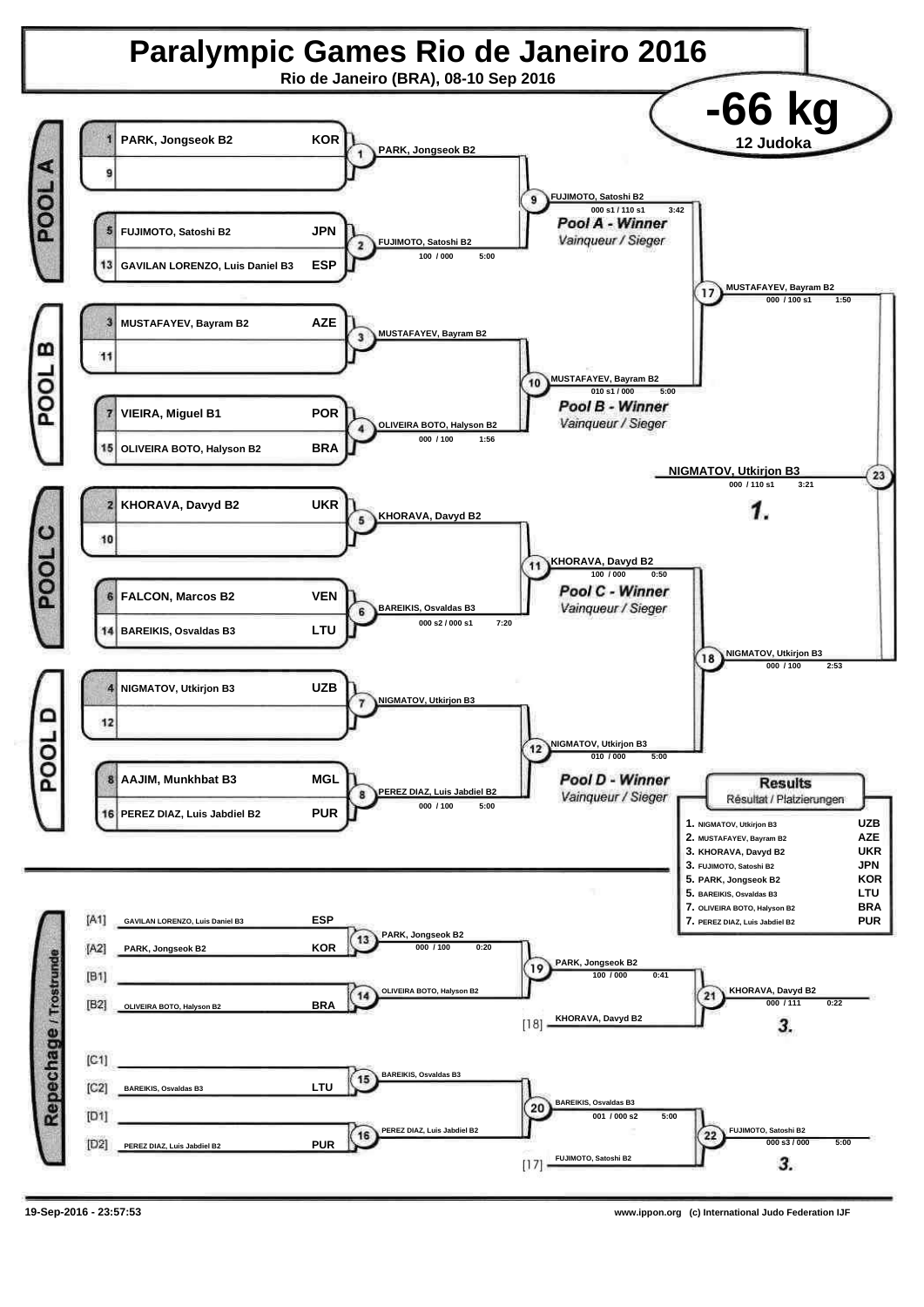# Paralympic Games Rio de Janeiro 2016

**Rio de Janeiro (BRA), 08-10 Sep 2016**

## -66 kg

**12 Judoka**

### POOL A

| Seed | Name | Country |
|---|---|---|
| 1 | PARK, Jongseok B2 | KOR |
| 9 | | |
| 5 | FUJIMOTO, Satoshi B2 | JPN |
| 13 | GAVILAN LORENZO, Luis Daniel B3 | ESP |

- Contest 1: PARK, Jongseok B2
- Contest 2: FUJIMOTO, Satoshi B2 — 100 / 000 — 5:00
- Contest 9: FUJIMOTO, Satoshi B2 — 000 s1 / 110 s1 — 3:42

*Pool A - Winner* / *Vainqueur / Sieger*

### POOL B

| Seed | Name | Country |
|---|---|---|
| 3 | MUSTAFAYEV, Bayram B2 | AZE |
| 11 | | |
| 7 | VIEIRA, Miguel B1 | POR |
| 15 | OLIVEIRA BOTO, Halyson B2 | BRA |

- Contest 3: MUSTAFAYEV, Bayram B2
- Contest 4: OLIVEIRA BOTO, Halyson B2 — 000 / 100 — 1:56
- Contest 10: MUSTAFAYEV, Bayram B2 — 010 s1 / 000 — 5:00

*Pool B - Winner* / *Vainqueur / Sieger*

### POOL C

| Seed | Name | Country |
|---|---|---|
| 2 | KHORAVA, Davyd B2 | UKR |
| 10 | | |
| 6 | FALCON, Marcos B2 | VEN |
| 14 | BAREIKIS, Osvaldas B3 | LTU |

- Contest 5: KHORAVA, Davyd B2
- Contest 6: BAREIKIS, Osvaldas B3 — 000 s2 / 000 s1 — 7:20
- Contest 11: KHORAVA, Davyd B2 — 100 / 000 — 0:50

*Pool C - Winner* / *Vainqueur / Sieger*

### POOL D

| Seed | Name | Country |
|---|---|---|
| 4 | NIGMATOV, Utkirjon B3 | UZB |
| 12 | | |
| 8 | AAJIM, Munkhbat B3 | MGL |
| 16 | PEREZ DIAZ, Luis Jabdiel B2 | PUR |

- Contest 7: NIGMATOV, Utkirjon B3
- Contest 8: PEREZ DIAZ, Luis Jabdiel B2 — 000 / 100 — 5:00
- Contest 12: NIGMATOV, Utkirjon B3 — 010 / 000 — 5:00

*Pool D - Winner* / *Vainqueur / Sieger*

### Semi-finals and Final

- Contest 17: MUSTAFAYEV, Bayram B2 — 000 / 100 s1 — 1:50
- Contest 18: NIGMATOV, Utkirjon B3 — 000 / 100 — 2:53
- Contest 23: NIGMATOV, Utkirjon B3 — 000 / 110 s1 — 3:21

**1.**

### Repechage / Trostrunde

| Pos. | Name | Country |
|---|---|---|
| [A1] | GAVILAN LORENZO, Luis Daniel B3 | ESP |
| [A2] | PARK, Jongseok B2 | KOR |
| [B1] | | |
| [B2] | OLIVEIRA BOTO, Halyson B2 | BRA |
| [C1] | | |
| [C2] | BAREIKIS, Osvaldas B3 | LTU |
| [D1] | | |
| [D2] | PEREZ DIAZ, Luis Jabdiel B2 | PUR |

- Contest 13: PARK, Jongseok B2 — 000 / 100 — 0:20
- Contest 14: OLIVEIRA BOTO, Halyson B2
- Contest 19: PARK, Jongseok B2 — 100 / 000 — 0:41
- [18] KHORAVA, Davyd B2
- Contest 21: KHORAVA, Davyd B2 — 000 / 111 — 0:22 — **3.**
- Contest 15: BAREIKIS, Osvaldas B3
- Contest 16: PEREZ DIAZ, Luis Jabdiel B2
- Contest 20: BAREIKIS, Osvaldas B3 — 001 / 000 s2 — 5:00
- [17] FUJIMOTO, Satoshi B2
- Contest 22: FUJIMOTO, Satoshi B2 — 000 s3 / 000 — 5:00 — **3.**

### Results

Résultat / Platzierungen

| Place | Name | Country |
|---|---|---|
| 1. | NIGMATOV, Utkirjon B3 | UZB |
| 2. | MUSTAFAYEV, Bayram B2 | AZE |
| 3. | KHORAVA, Davyd B2 | UKR |
| 3. | FUJIMOTO, Satoshi B2 | JPN |
| 5. | PARK, Jongseok B2 | KOR |
| 5. | BAREIKIS, Osvaldas B3 | LTU |
| 7. | OLIVEIRA BOTO, Halyson B2 | BRA |
| 7. | PEREZ DIAZ, Luis Jabdiel B2 | PUR |

19-Sep-2016 - 23:57:53

www.ippon.org (c) International Judo Federation IJF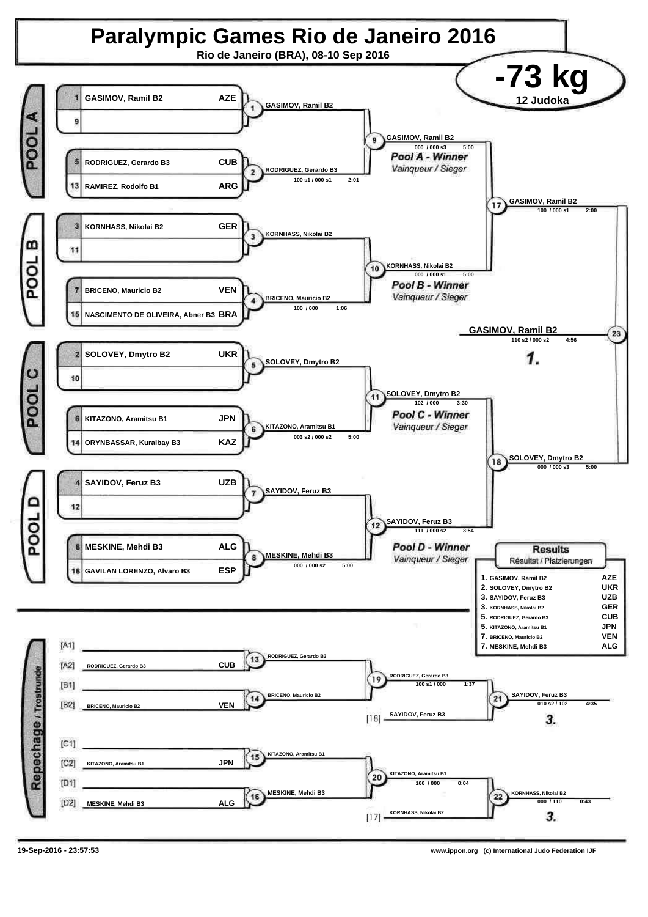# Paralympic Games Rio de Janeiro 2016

**Rio de Janeiro (BRA), 08-10 Sep 2016**

## -73 kg

**12 Judoka**

### POOL A

| Seed | Athlete | Country |
|---|---|---|
| 1 | GASIMOV, Ramil B2 | AZE |
| 9 | | |
| 5 | RODRIGUEZ, Gerardo B3 | CUB |
| 13 | RAMIREZ, Rodolfo B1 | ARG |

- Contest 1: GASIMOV, Ramil B2
- Contest 2: RODRIGUEZ, Gerardo B3 — 100 s1 / 000 s1 — 2:01
- Contest 9: GASIMOV, Ramil B2 — 000 / 000 s3 — 5:00

*Pool A - Winner*
*Vainqueur / Sieger*

### POOL B

| Seed | Athlete | Country |
|---|---|---|
| 3 | KORNHASS, Nikolai B2 | GER |
| 11 | | |
| 7 | BRICENO, Mauricio B2 | VEN |
| 15 | NASCIMENTO DE OLIVEIRA, Abner B3 | BRA |

- Contest 3: KORNHASS, Nikolai B2
- Contest 4: BRICENO, Mauricio B2 — 100 / 000 — 1:06
- Contest 10: KORNHASS, Nikolai B2 — 000 / 000 s1 — 5:00

*Pool B - Winner*
*Vainqueur / Sieger*

### POOL C

| Seed | Athlete | Country |
|---|---|---|
| 2 | SOLOVEY, Dmytro B2 | UKR |
| 10 | | |
| 6 | KITAZONO, Aramitsu B1 | JPN |
| 14 | ORYNBASSAR, Kuralbay B3 | KAZ |

- Contest 5: SOLOVEY, Dmytro B2
- Contest 6: KITAZONO, Aramitsu B1 — 003 s2 / 000 s2 — 5:00
- Contest 11: SOLOVEY, Dmytro B2 — 102 / 000 — 3:30

*Pool C - Winner*
*Vainqueur / Sieger*

### POOL D

| Seed | Athlete | Country |
|---|---|---|
| 4 | SAYIDOV, Feruz B3 | UZB |
| 12 | | |
| 8 | MESKINE, Mehdi B3 | ALG |
| 16 | GAVILAN LORENZO, Alvaro B3 | ESP |

- Contest 7: SAYIDOV, Feruz B3
- Contest 8: MESKINE, Mehdi B3 — 000 / 000 s2 — 5:00
- Contest 12: SAYIDOV, Feruz B3 — 111 / 000 s2 — 3:54

*Pool D - Winner*
*Vainqueur / Sieger*

### Semi-finals and Final

- Contest 17: GASIMOV, Ramil B2 — 100 / 000 s1 — 2:00
- Contest 18: SOLOVEY, Dmytro B2 — 000 / 000 s3 — 5:00
- Contest 23: **GASIMOV, Ramil B2** — 110 s2 / 000 s2 — 4:56 — ***1.***

### Repechage / Trostrunde

| Slot | Athlete | Country |
|---|---|---|
| [A1] | | |
| [A2] | RODRIGUEZ, Gerardo B3 | CUB |
| [B1] | | |
| [B2] | BRICENO, Mauricio B2 | VEN |
| [C1] | | |
| [C2] | KITAZONO, Aramitsu B1 | JPN |
| [D1] | | |
| [D2] | MESKINE, Mehdi B3 | ALG |

- Contest 13: RODRIGUEZ, Gerardo B3
- Contest 14: BRICENO, Mauricio B2
- Contest 19: RODRIGUEZ, Gerardo B3 — 100 s1 / 000 — 1:37
- [18] SAYIDOV, Feruz B3
- Contest 21: SAYIDOV, Feruz B3 — 010 s2 / 102 — 4:35 — ***3.***
- Contest 15: KITAZONO, Aramitsu B1
- Contest 16: MESKINE, Mehdi B3
- Contest 20: KITAZONO, Aramitsu B1 — 100 / 000 — 0:04
- [17] KORNHASS, Nikolai B2
- Contest 22: KORNHASS, Nikolai B2 — 000 / 110 — 0:43 — ***3.***

### Results

Résultat / Platzierungen

| Place | Athlete | Country |
|---|---|---|
| 1. | GASIMOV, Ramil B2 | AZE |
| 2. | SOLOVEY, Dmytro B2 | UKR |
| 3. | SAYIDOV, Feruz B3 | UZB |
| 3. | KORNHASS, Nikolai B2 | GER |
| 5. | RODRIGUEZ, Gerardo B3 | CUB |
| 5. | KITAZONO, Aramitsu B1 | JPN |
| 7. | BRICENO, Mauricio B2 | VEN |
| 7. | MESKINE, Mehdi B3 | ALG |

19-Sep-2016 - 23:57:53

www.ippon.org (c) International Judo Federation IJF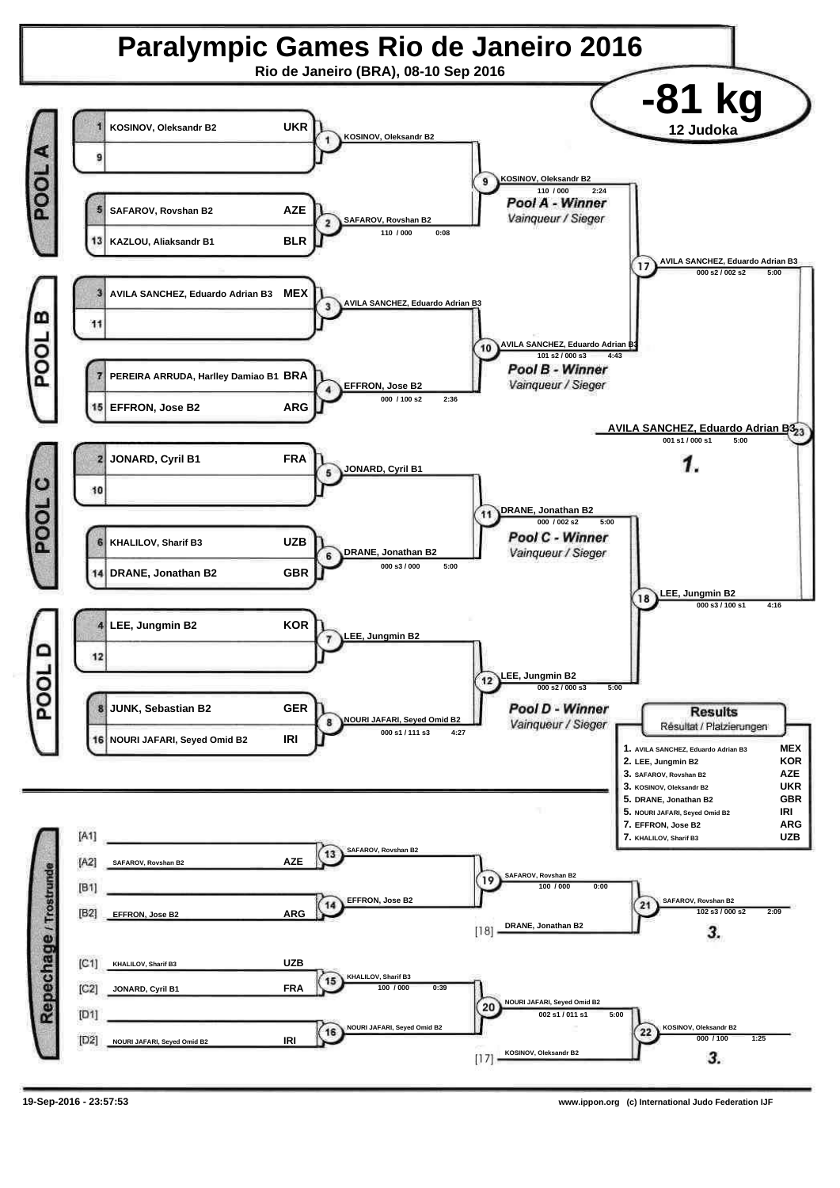# Paralympic Games Rio de Janeiro 2016

**Rio de Janeiro (BRA), 08-10 Sep 2016**

## -81 kg

**12 Judoka**

## POOL A

| Seed | Name | Country |
|---|---|---|
| 1 | KOSINOV, Oleksandr B2 | UKR |
| 9 | | |
| 5 | SAFAROV, Rovshan B2 | AZE |
| 13 | KAZLOU, Aliaksandr B1 | BLR |

- Contest 1: KOSINOV, Oleksandr B2
- Contest 2: SAFAROV, Rovshan B2 — 110 / 000 — 0:08
- Contest 9: KOSINOV, Oleksandr B2 — 110 / 000 — 2:24

*Pool A - Winner*
*Vainqueur / Sieger*

## POOL B

| Seed | Name | Country |
|---|---|---|
| 3 | AVILA SANCHEZ, Eduardo Adrian B3 | MEX |
| 11 | | |
| 7 | PEREIRA ARRUDA, Harlley Damiao B1 | BRA |
| 15 | EFFRON, Jose B2 | ARG |

- Contest 3: AVILA SANCHEZ, Eduardo Adrian B3
- Contest 4: EFFRON, Jose B2 — 000 / 100 s2 — 2:36
- Contest 10: AVILA SANCHEZ, Eduardo Adrian B3 — 101 s2 / 000 s3 — 4:43

*Pool B - Winner*
*Vainqueur / Sieger*

## POOL C

| Seed | Name | Country |
|---|---|---|
| 2 | JONARD, Cyril B1 | FRA |
| 10 | | |
| 6 | KHALILOV, Sharif B3 | UZB |
| 14 | DRANE, Jonathan B2 | GBR |

- Contest 5: JONARD, Cyril B1
- Contest 6: DRANE, Jonathan B2 — 000 s3 / 000 — 5:00
- Contest 11: DRANE, Jonathan B2 — 000 / 002 s2 — 5:00

*Pool C - Winner*
*Vainqueur / Sieger*

## POOL D

| Seed | Name | Country |
|---|---|---|
| 4 | LEE, Jungmin B2 | KOR |
| 12 | | |
| 8 | JUNK, Sebastian B2 | GER |
| 16 | NOURI JAFARI, Seyed Omid B2 | IRI |

- Contest 7: LEE, Jungmin B2
- Contest 8: NOURI JAFARI, Seyed Omid B2 — 000 s1 / 111 s3 — 4:27
- Contest 12: LEE, Jungmin B2 — 000 s2 / 000 s3 — 5:00

*Pool D - Winner*
*Vainqueur / Sieger*

## Semi-finals and Final

- Contest 17: AVILA SANCHEZ, Eduardo Adrian B3 — 000 s2 / 002 s2 — 5:00
- Contest 18: LEE, Jungmin B2 — 000 s3 / 100 s1 — 4:16
- Contest 23: **AVILA SANCHEZ, Eduardo Adrian B3** — 001 s1 / 000 s1 — 5:00 — **1.**

## Repechage / Trostrunde

| Slot | Name | Country |
|---|---|---|
| [A1] | | |
| [A2] | SAFAROV, Rovshan B2 | AZE |
| [B1] | | |
| [B2] | EFFRON, Jose B2 | ARG |
| [C1] | KHALILOV, Sharif B3 | UZB |
| [C2] | JONARD, Cyril B1 | FRA |
| [D1] | | |
| [D2] | NOURI JAFARI, Seyed Omid B2 | IRI |

- Contest 13: SAFAROV, Rovshan B2
- Contest 14: EFFRON, Jose B2
- Contest 19: SAFAROV, Rovshan B2 — 100 / 000 — 0:00
- [18] DRANE, Jonathan B2
- Contest 21: SAFAROV, Rovshan B2 — 102 s3 / 000 s2 — 2:09 — **3.**
- Contest 15: KHALILOV, Sharif B3 — 100 / 000 — 0:39
- Contest 16: NOURI JAFARI, Seyed Omid B2
- Contest 20: NOURI JAFARI, Seyed Omid B2 — 002 s1 / 011 s1 — 5:00
- [17] KOSINOV, Oleksandr B2
- Contest 22: KOSINOV, Oleksandr B2 — 000 / 100 — 1:25 — **3.**

## Results
*Résultat / Platzierungen*

| Place | Name | Country |
|---|---|---|
| 1. | AVILA SANCHEZ, Eduardo Adrian B3 | MEX |
| 2. | LEE, Jungmin B2 | KOR |
| 3. | SAFAROV, Rovshan B2 | AZE |
| 3. | KOSINOV, Oleksandr B2 | UKR |
| 5. | DRANE, Jonathan B2 | GBR |
| 5. | NOURI JAFARI, Seyed Omid B2 | IRI |
| 7. | EFFRON, Jose B2 | ARG |
| 7. | KHALILOV, Sharif B3 | UZB |

19-Sep-2016 - 23:57:53

www.ippon.org (c) International Judo Federation IJF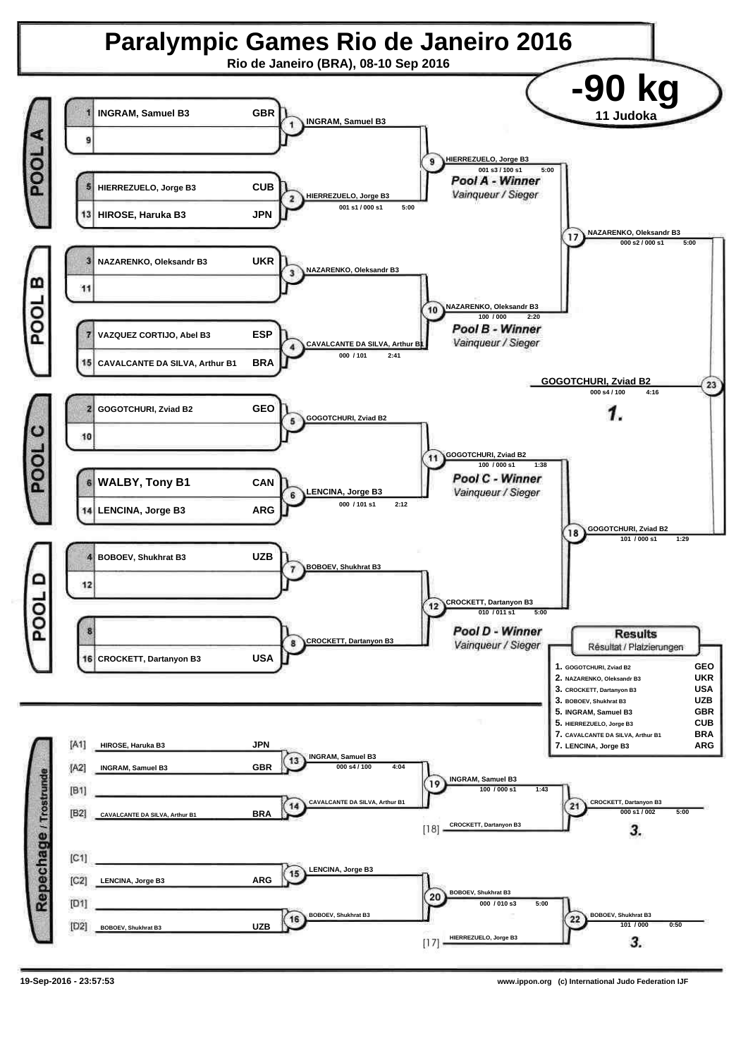# Paralympic Games Rio de Janeiro 2016

**Rio de Janeiro (BRA), 08-10 Sep 2016**

## -90 kg

11 Judoka

## POOL A

| Seed | Name | Country |
|---|---|---|
| 1 | INGRAM, Samuel B3 | GBR |
| 9 | | |
| 5 | HIERREZUELO, Jorge B3 | CUB |
| 13 | HIROSE, Haruka B3 | JPN |

- 1: INGRAM, Samuel B3
- 2: HIERREZUELO, Jorge B3 — 001 s1 / 000 s1 — 5:00
- 9: HIERREZUELO, Jorge B3 — 001 s3 / 100 s1 — 5:00

*Pool A - Winner* / *Vainqueur / Sieger*

## POOL B

| Seed | Name | Country |
|---|---|---|
| 3 | NAZARENKO, Oleksandr B3 | UKR |
| 11 | | |
| 7 | VAZQUEZ CORTIJO, Abel B3 | ESP |
| 15 | CAVALCANTE DA SILVA, Arthur B1 | BRA |

- 3: NAZARENKO, Oleksandr B3
- 4: CAVALCANTE DA SILVA, Arthur B1 — 000 / 101 — 2:41
- 10: NAZARENKO, Oleksandr B3 — 100 / 000 — 2:20

*Pool B - Winner* / *Vainqueur / Sieger*

- 17: NAZARENKO, Oleksandr B3 — 000 s2 / 000 s1 — 5:00

## POOL C

| Seed | Name | Country |
|---|---|---|
| 2 | GOGOTCHURI, Zviad B2 | GEO |
| 10 | | |
| 6 | WALBY, Tony B1 | CAN |
| 14 | LENCINA, Jorge B3 | ARG |

- 5: GOGOTCHURI, Zviad B2
- 6: LENCINA, Jorge B3 — 000 / 101 s1 — 2:12
- 11: GOGOTCHURI, Zviad B2 — 100 / 000 s1 — 1:38

*Pool C - Winner* / *Vainqueur / Sieger*

## POOL D

| Seed | Name | Country |
|---|---|---|
| 4 | BOBOEV, Shukhrat B3 | UZB |
| 12 | | |
| 8 | | |
| 16 | CROCKETT, Dartanyon B3 | USA |

- 7: BOBOEV, Shukhrat B3
- 8: CROCKETT, Dartanyon B3
- 12: CROCKETT, Dartanyon B3 — 010 / 011 s1 — 5:00

*Pool D - Winner* / *Vainqueur / Sieger*

- 18: GOGOTCHURI, Zviad B2 — 101 / 000 s1 — 1:29

## Final

- 23: **GOGOTCHURI, Zviad B2** — 000 s4 / 100 — 4:16 — **1.**

## Results

Résultat / Platzierungen

| Rank | Name | Country |
|---|---|---|
| 1. | GOGOTCHURI, Zviad B2 | GEO |
| 2. | NAZARENKO, Oleksandr B3 | UKR |
| 3. | CROCKETT, Dartanyon B3 | USA |
| 3. | BOBOEV, Shukhrat B3 | UZB |
| 5. | INGRAM, Samuel B3 | GBR |
| 5. | HIERREZUELO, Jorge B3 | CUB |
| 7. | CAVALCANTE DA SILVA, Arthur B1 | BRA |
| 7. | LENCINA, Jorge B3 | ARG |

## Repechage / Trostrunde

| Slot | Name | Country |
|---|---|---|
| [A1] | HIROSE, Haruka B3 | JPN |
| [A2] | INGRAM, Samuel B3 | GBR |
| [B1] | | |
| [B2] | CAVALCANTE DA SILVA, Arthur B1 | BRA |
| [C1] | | |
| [C2] | LENCINA, Jorge B3 | ARG |
| [D1] | | |
| [D2] | BOBOEV, Shukhrat B3 | UZB |

- 13: INGRAM, Samuel B3 — 000 s4 / 100 — 4:04
- 14: CAVALCANTE DA SILVA, Arthur B1
- 19: INGRAM, Samuel B3 — 100 / 000 s1 — 1:43
- [18] CROCKETT, Dartanyon B3
- 21: CROCKETT, Dartanyon B3 — 000 s1 / 002 — 5:00 — **3.**
- 15: LENCINA, Jorge B3
- 16: BOBOEV, Shukhrat B3
- 20: BOBOEV, Shukhrat B3 — 000 / 010 s3 — 5:00
- [17] HIERREZUELO, Jorge B3
- 22: BOBOEV, Shukhrat B3 — 101 / 000 — 0:50 — **3.**

19-Sep-2016 - 23:57:53 www.ippon.org (c) International Judo Federation IJF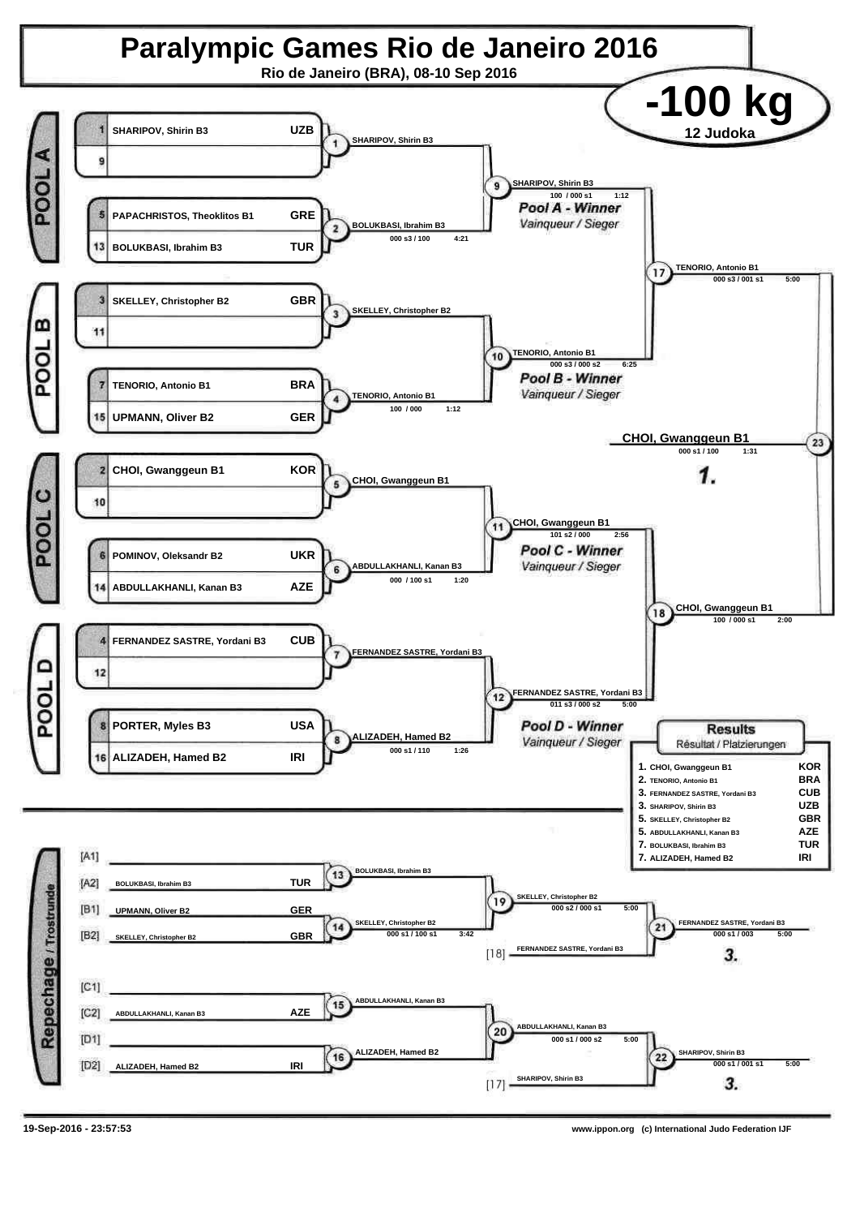# Paralympic Games Rio de Janeiro 2016

Rio de Janeiro (BRA), 08-10 Sep 2016

## -100 kg

12 Judoka

### POOL A

| Seed | Name | Country |
|---|---|---|
| 1 | SHARIPOV, Shirin B3 | UZB |
| 9 | | |
| 5 | PAPACHRISTOS, Theoklitos B1 | GRE |
| 13 | BOLUKBASI, Ibrahim B3 | TUR |

- Contest 1: SHARIPOV, Shirin B3
- Contest 2: BOLUKBASI, Ibrahim B3 — 000 s3 / 100 — 4:21
- Contest 9: SHARIPOV, Shirin B3 — 100 / 000 s1 — 1:12

*Pool A - Winner* / *Vainqueur / Sieger*

### POOL B

| Seed | Name | Country |
|---|---|---|
| 3 | SKELLEY, Christopher B2 | GBR |
| 11 | | |
| 7 | TENORIO, Antonio B1 | BRA |
| 15 | UPMANN, Oliver B2 | GER |

- Contest 3: SKELLEY, Christopher B2
- Contest 4: TENORIO, Antonio B1 — 100 / 000 — 1:12
- Contest 10: TENORIO, Antonio B1 — 000 s3 / 000 s2 — 6:25

*Pool B - Winner* / *Vainqueur / Sieger*

- Contest 17: TENORIO, Antonio B1 — 000 s3 / 001 s1 — 5:00

### POOL C

| Seed | Name | Country |
|---|---|---|
| 2 | CHOI, Gwanggeun B1 | KOR |
| 10 | | |
| 6 | POMINOV, Oleksandr B2 | UKR |
| 14 | ABDULLAKHANLI, Kanan B3 | AZE |

- Contest 5: CHOI, Gwanggeun B1
- Contest 6: ABDULLAKHANLI, Kanan B3 — 000 / 100 s1 — 1:20
- Contest 11: CHOI, Gwanggeun B1 — 101 s2 / 000 — 2:56

*Pool C - Winner* / *Vainqueur / Sieger*

### POOL D

| Seed | Name | Country |
|---|---|---|
| 4 | FERNANDEZ SASTRE, Yordani B3 | CUB |
| 12 | | |
| 8 | PORTER, Myles B3 | USA |
| 16 | ALIZADEH, Hamed B2 | IRI |

- Contest 7: FERNANDEZ SASTRE, Yordani B3
- Contest 8: ALIZADEH, Hamed B2 — 000 s1 / 110 — 1:26
- Contest 12: FERNANDEZ SASTRE, Yordani B3 — 011 s3 / 000 s2 — 5:00

*Pool D - Winner* / *Vainqueur / Sieger*

- Contest 18: CHOI, Gwanggeun B1 — 100 / 000 s1 — 2:00

### Final

- Contest 23: **CHOI, Gwanggeun B1** — 000 s1 / 100 — 1:31 — **1.**

### Results / Résultat / Platzierungen

| Place | Name | Country |
|---|---|---|
| 1. | CHOI, Gwanggeun B1 | KOR |
| 2. | TENORIO, Antonio B1 | BRA |
| 3. | FERNANDEZ SASTRE, Yordani B3 | CUB |
| 3. | SHARIPOV, Shirin B3 | UZB |
| 5. | SKELLEY, Christopher B2 | GBR |
| 5. | ABDULLAKHANLI, Kanan B3 | AZE |
| 7. | BOLUKBASI, Ibrahim B3 | TUR |
| 7. | ALIZADEH, Hamed B2 | IRI |

### Repechage / Trostrunde

| Slot | Name | Country |
|---|---|---|
| [A1] | | |
| [A2] | BOLUKBASI, Ibrahim B3 | TUR |
| [B1] | UPMANN, Oliver B2 | GER |
| [B2] | SKELLEY, Christopher B2 | GBR |
| [C1] | | |
| [C2] | ABDULLAKHANLI, Kanan B3 | AZE |
| [D1] | | |
| [D2] | ALIZADEH, Hamed B2 | IRI |

- Contest 13: BOLUKBASI, Ibrahim B3
- Contest 14: SKELLEY, Christopher B2 — 000 s1 / 100 s1 — 3:42
- Contest 19: SKELLEY, Christopher B2 — 000 s2 / 000 s1 — 5:00
- [18] FERNANDEZ SASTRE, Yordani B3
- Contest 21: FERNANDEZ SASTRE, Yordani B3 — 000 s1 / 003 — 5:00 — **3.**
- Contest 15: ABDULLAKHANLI, Kanan B3
- Contest 16: ALIZADEH, Hamed B2
- Contest 20: ABDULLAKHANLI, Kanan B3 — 000 s1 / 000 s2 — 5:00
- [17] SHARIPOV, Shirin B3
- Contest 22: SHARIPOV, Shirin B3 — 000 s1 / 001 s1 — 5:00 — **3.**

19-Sep-2016 - 23:57:53 — www.ippon.org (c) International Judo Federation IJF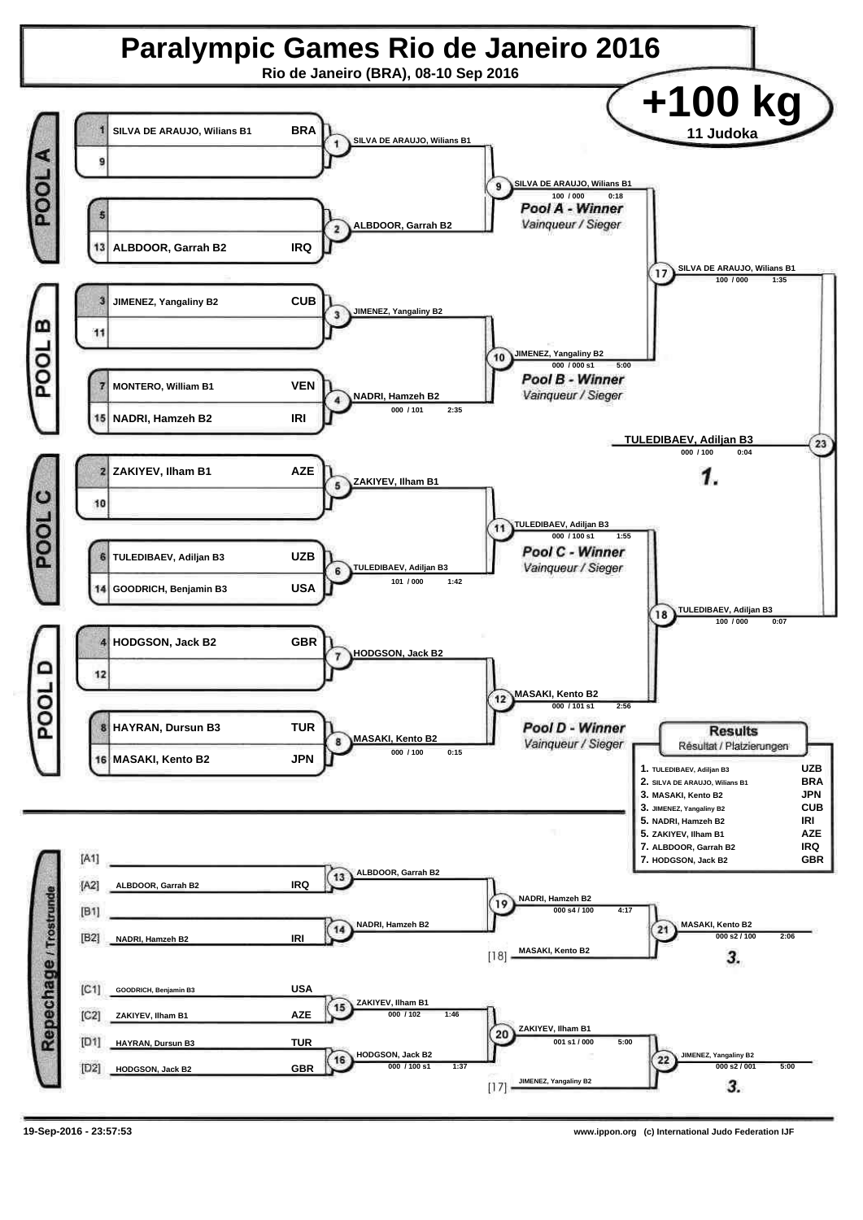# Paralympic Games Rio de Janeiro 2016

**Rio de Janeiro (BRA), 08-10 Sep 2016**

## +100 kg

**11 Judoka**

### Pool A

| Seed | Name | Country |
|---|---|---|
| 1 | SILVA DE ARAUJO, Wilians B1 | BRA |
| 9 | | |
| 5 | | |
| 13 | ALBDOOR, Garrah B2 | IRQ |

- Match 1: SILVA DE ARAUJO, Wilians B1
- Match 2: ALBDOOR, Garrah B2
- Match 9: SILVA DE ARAUJO, Wilians B1 — 100 / 000 — 0:18

**Pool A - Winner** *Vainqueur / Sieger*

### Pool B

| Seed | Name | Country |
|---|---|---|
| 3 | JIMENEZ, Yangaliny B2 | CUB |
| 11 | | |
| 7 | MONTERO, William B1 | VEN |
| 15 | NADRI, Hamzeh B2 | IRI |

- Match 3: JIMENEZ, Yangaliny B2
- Match 4: NADRI, Hamzeh B2 — 000 / 101 — 2:35
- Match 10: JIMENEZ, Yangaliny B2 — 000 / 000 s1 — 5:00

**Pool B - Winner** *Vainqueur / Sieger*

### Pool C

| Seed | Name | Country |
|---|---|---|
| 2 | ZAKIYEV, Ilham B1 | AZE |
| 10 | | |
| 6 | TULEDIBAEV, Adiljan B3 | UZB |
| 14 | GOODRICH, Benjamin B3 | USA |

- Match 5: ZAKIYEV, Ilham B1
- Match 6: TULEDIBAEV, Adiljan B3 — 101 / 000 — 1:42
- Match 11: TULEDIBAEV, Adiljan B3 — 000 / 100 s1 — 1:55

**Pool C - Winner** *Vainqueur / Sieger*

### Pool D

| Seed | Name | Country |
|---|---|---|
| 4 | HODGSON, Jack B2 | GBR |
| 12 | | |
| 8 | HAYRAN, Dursun B3 | TUR |
| 16 | MASAKI, Kento B2 | JPN |

- Match 7: HODGSON, Jack B2
- Match 8: MASAKI, Kento B2 — 000 / 100 — 0:15
- Match 12: MASAKI, Kento B2 — 000 / 101 s1 — 2:56

**Pool D - Winner** *Vainqueur / Sieger*

### Semi-finals and Final

- Match 17: SILVA DE ARAUJO, Wilians B1 — 100 / 000 — 1:35
- Match 18: TULEDIBAEV, Adiljan B3 — 100 / 000 — 0:07
- Match 23 (Final): **TULEDIBAEV, Adiljan B3** — 000 / 100 — 0:04 — **1.**

### Repechage / Trostrunde

| Slot | Name | Country |
|---|---|---|
| [A1] | | |
| [A2] | ALBDOOR, Garrah B2 | IRQ |
| [B1] | | |
| [B2] | NADRI, Hamzeh B2 | IRI |
| [C1] | GOODRICH, Benjamin B3 | USA |
| [C2] | ZAKIYEV, Ilham B1 | AZE |
| [D1] | HAYRAN, Dursun B3 | TUR |
| [D2] | HODGSON, Jack B2 | GBR |

- Match 13: ALBDOOR, Garrah B2
- Match 14: NADRI, Hamzeh B2
- Match 15: ZAKIYEV, Ilham B1 — 000 / 102 — 1:46
- Match 16: HODGSON, Jack B2 — 000 / 100 s1 — 1:37
- Match 19: NADRI, Hamzeh B2 — 000 s4 / 100 — 4:17
- Match 20: ZAKIYEV, Ilham B1 — 001 s1 / 000 — 5:00
- Match 21: MASAKI, Kento B2 [18] — 000 s2 / 100 — 2:06 — **3.**
- Match 22: JIMENEZ, Yangaliny B2 [17] — 000 s2 / 001 — 5:00 — **3.**

### Results

*Résultat / Platzierungen*

| Rank | Name | Country |
|---|---|---|
| 1. | TULEDIBAEV, Adiljan B3 | UZB |
| 2. | SILVA DE ARAUJO, Wilians B1 | BRA |
| 3. | MASAKI, Kento B2 | JPN |
| 3. | JIMENEZ, Yangaliny B2 | CUB |
| 5. | NADRI, Hamzeh B2 | IRI |
| 5. | ZAKIYEV, Ilham B1 | AZE |
| 7. | ALBDOOR, Garrah B2 | IRQ |
| 7. | HODGSON, Jack B2 | GBR |

19-Sep-2016 - 23:57:53

www.ippon.org (c) International Judo Federation IJF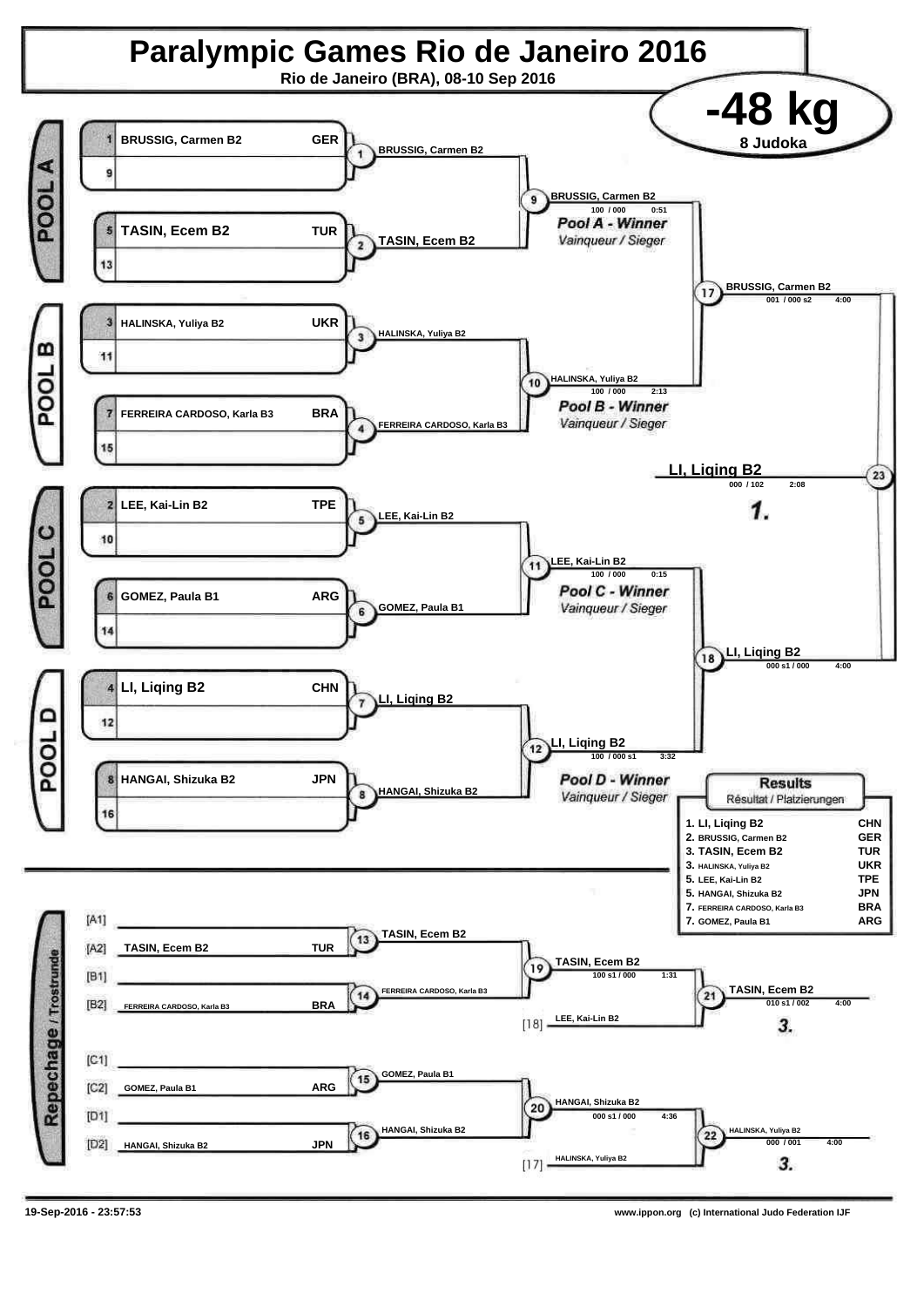# Paralympic Games Rio de Janeiro 2016

**Rio de Janeiro (BRA), 08-10 Sep 2016**

## -48 kg

**8 Judoka**

### POOL A

| Seed | Name | Country |
|---|---|---|
| 1 | BRUSSIG, Carmen B2 | GER |
| 9 | | |
| 5 | TASIN, Ecem B2 | TUR |
| 13 | | |

- Contest 1: BRUSSIG, Carmen B2
- Contest 2: TASIN, Ecem B2
- Contest 9: BRUSSIG, Carmen B2 — 100 / 000 — 0:51

*Pool A - Winner* — Vainqueur / Sieger

### POOL B

| Seed | Name | Country |
|---|---|---|
| 3 | HALINSKA, Yuliya B2 | UKR |
| 11 | | |
| 7 | FERREIRA CARDOSO, Karla B3 | BRA |
| 15 | | |

- Contest 3: HALINSKA, Yuliya B2
- Contest 4: FERREIRA CARDOSO, Karla B3
- Contest 10: HALINSKA, Yuliya B2 — 100 / 000 — 2:13

*Pool B - Winner* — Vainqueur / Sieger

### POOL C

| Seed | Name | Country |
|---|---|---|
| 2 | LEE, Kai-Lin B2 | TPE |
| 10 | | |
| 6 | GOMEZ, Paula B1 | ARG |
| 14 | | |

- Contest 5: LEE, Kai-Lin B2
- Contest 6: GOMEZ, Paula B1
- Contest 11: LEE, Kai-Lin B2 — 100 / 000 — 0:15

*Pool C - Winner* — Vainqueur / Sieger

### POOL D

| Seed | Name | Country |
|---|---|---|
| 4 | LI, Liqing B2 | CHN |
| 12 | | |
| 8 | HANGAI, Shizuka B2 | JPN |
| 16 | | |

- Contest 7: LI, Liqing B2
- Contest 8: HANGAI, Shizuka B2
- Contest 12: LI, Liqing B2 — 100 / 000 s1 — 3:32

*Pool D - Winner* — Vainqueur / Sieger

### Semi-finals and Final

- Contest 17: BRUSSIG, Carmen B2 — 001 / 000 s2 — 4:00
- Contest 18: LI, Liqing B2 — 000 s1 / 000 — 4:00
- Contest 23 (Final): LI, Liqing B2 — 000 / 102 — 2:08 — **1.**

### Repechage / Trostrunde

| Slot | Name | Country |
|---|---|---|
| [A1] | | |
| [A2] | TASIN, Ecem B2 | TUR |
| [B1] | | |
| [B2] | FERREIRA CARDOSO, Karla B3 | BRA |
| [C1] | | |
| [C2] | GOMEZ, Paula B1 | ARG |
| [D1] | | |
| [D2] | HANGAI, Shizuka B2 | JPN |

- Contest 13: TASIN, Ecem B2
- Contest 14: FERREIRA CARDOSO, Karla B3
- Contest 19: TASIN, Ecem B2 — 100 s1 / 000 — 1:31
- Contest 21: TASIN, Ecem B2 (vs. [18] LEE, Kai-Lin B2) — 010 s1 / 002 — 4:00 — **3.**
- Contest 15: GOMEZ, Paula B1
- Contest 16: HANGAI, Shizuka B2
- Contest 20: HANGAI, Shizuka B2 — 000 s1 / 000 — 4:36
- Contest 22: HALINSKA, Yuliya B2 (vs. [17] HALINSKA, Yuliya B2) — 000 / 001 — 4:00 — **3.**

### Results

Résultat / Platzierungen

| Rank | Name | Country |
|---|---|---|
| 1. | LI, Liqing B2 | CHN |
| 2. | BRUSSIG, Carmen B2 | GER |
| 3. | TASIN, Ecem B2 | TUR |
| 3. | HALINSKA, Yuliya B2 | UKR |
| 5. | LEE, Kai-Lin B2 | TPE |
| 5. | HANGAI, Shizuka B2 | JPN |
| 7. | FERREIRA CARDOSO, Karla B3 | BRA |
| 7. | GOMEZ, Paula B1 | ARG |

19-Sep-2016 - 23:57:53

www.ippon.org (c) International Judo Federation IJF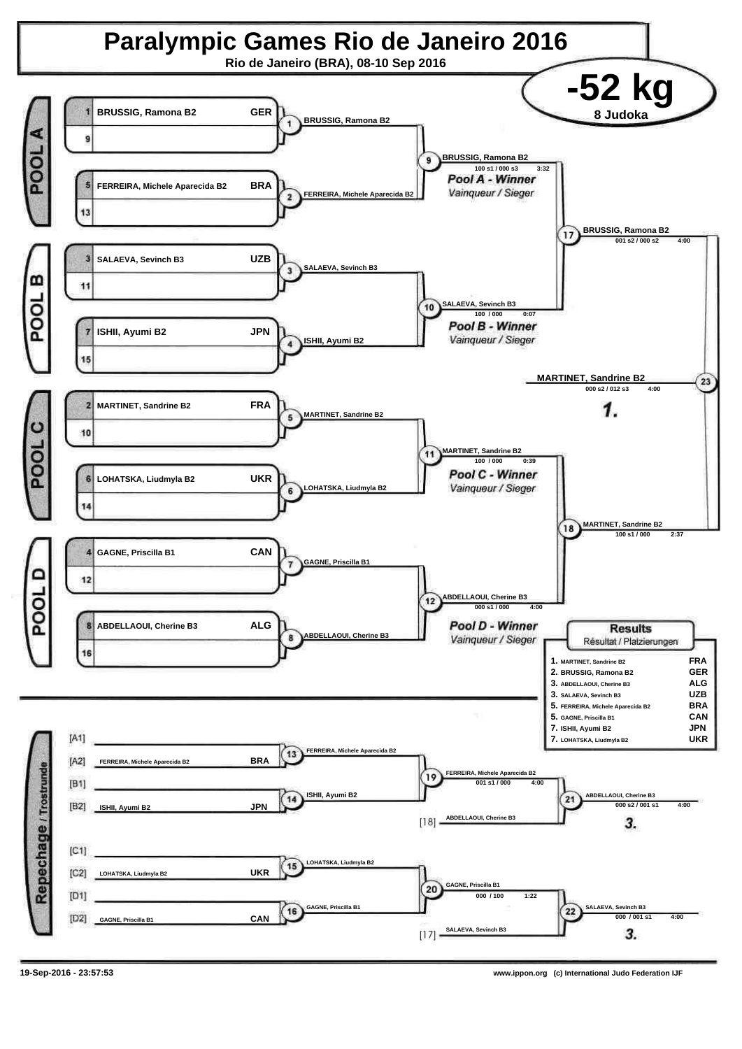# Paralympic Games Rio de Janeiro 2016

**Rio de Janeiro (BRA), 08-10 Sep 2016**

## -52 kg

**8 Judoka**

### POOL A

| # | Name | Country |
|---|---|---|
| 1 | BRUSSIG, Ramona B2 | GER |
| 9 | | |
| 5 | FERREIRA, Michele Aparecida B2 | BRA |
| 13 | | |

- (1) BRUSSIG, Ramona B2
- (2) FERREIRA, Michele Aparecida B2
- (9) BRUSSIG, Ramona B2 — 100 s1 / 000 s3 — 3:32

*Pool A - Winner* / Vainqueur / Sieger

### POOL B

| # | Name | Country |
|---|---|---|
| 3 | SALAEVA, Sevinch B3 | UZB |
| 11 | | |
| 7 | ISHII, Ayumi B2 | JPN |
| 15 | | |

- (3) SALAEVA, Sevinch B3
- (4) ISHII, Ayumi B2
- (10) SALAEVA, Sevinch B3 — 100 / 000 — 0:07

*Pool B - Winner* / Vainqueur / Sieger

### POOL C

| # | Name | Country |
|---|---|---|
| 2 | MARTINET, Sandrine B2 | FRA |
| 10 | | |
| 6 | LOHATSKA, Liudmyla B2 | UKR |
| 14 | | |

- (5) MARTINET, Sandrine B2
- (6) LOHATSKA, Liudmyla B2
- (11) MARTINET, Sandrine B2 — 100 / 000 — 0:39

*Pool C - Winner* / Vainqueur / Sieger

### POOL D

| # | Name | Country |
|---|---|---|
| 4 | GAGNE, Priscilla B1 | CAN |
| 12 | | |
| 8 | ABDELLAOUI, Cherine B3 | ALG |
| 16 | | |

- (7) GAGNE, Priscilla B1
- (8) ABDELLAOUI, Cherine B3
- (12) ABDELLAOUI, Cherine B3 — 000 s1 / 000 — 4:00

*Pool D - Winner* / Vainqueur / Sieger

### Semi-finals and Final

- (17) BRUSSIG, Ramona B2 — 001 s2 / 000 s2 — 4:00
- (18) MARTINET, Sandrine B2 — 100 s1 / 000 — 2:37
- (23) MARTINET, Sandrine B2 — 000 s2 / 012 s3 — 4:00 — **1.**

### Repechage / Trostrunde

| Slot | Name | Country |
|---|---|---|
| [A1] | | |
| [A2] | FERREIRA, Michele Aparecida B2 | BRA |
| [B1] | | |
| [B2] | ISHII, Ayumi B2 | JPN |
| [C1] | | |
| [C2] | LOHATSKA, Liudmyla B2 | UKR |
| [D1] | | |
| [D2] | GAGNE, Priscilla B1 | CAN |

- (13) FERREIRA, Michele Aparecida B2
- (14) ISHII, Ayumi B2
- (19) FERREIRA, Michele Aparecida B2 — 001 s1 / 000 — 4:00
- [18] ABDELLAOUI, Cherine B3
- (21) ABDELLAOUI, Cherine B3 — 000 s2 / 001 s1 — 4:00 — **3.**
- (15) LOHATSKA, Liudmyla B2
- (16) GAGNE, Priscilla B1
- (20) GAGNE, Priscilla B1 — 000 / 100 — 1:22
- [17] SALAEVA, Sevinch B3
- (22) SALAEVA, Sevinch B3 — 000 / 001 s1 — 4:00 — **3.**

### Results / Résultat / Platzierungen

| Rank | Name | Country |
|---|---|---|
| 1. | MARTINET, Sandrine B2 | FRA |
| 2. | BRUSSIG, Ramona B2 | GER |
| 3. | ABDELLAOUI, Cherine B3 | ALG |
| 3. | SALAEVA, Sevinch B3 | UZB |
| 5. | FERREIRA, Michele Aparecida B2 | BRA |
| 5. | GAGNE, Priscilla B1 | CAN |
| 7. | ISHII, Ayumi B2 | JPN |
| 7. | LOHATSKA, Liudmyla B2 | UKR |

19-Sep-2016 - 23:57:53

www.ippon.org (c) International Judo Federation IJF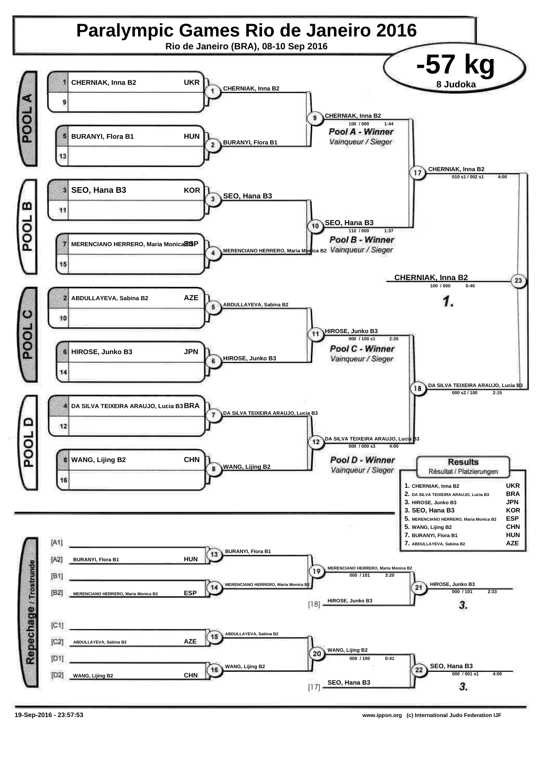# Paralympic Games Rio de Janeiro 2016

**Rio de Janeiro (BRA), 08-10 Sep 2016**

## -57 kg

**8 Judoka**

### POOL A

| Seed | Name | Country |
|---|---|---|
| 1 | CHERNIAK, Inna B2 | UKR |
| 9 | | |
| 5 | BURANYI, Flora B1 | HUN |
| 13 | | |

- Contest 1: CHERNIAK, Inna B2
- Contest 2: BURANYI, Flora B1
- Contest 9: CHERNIAK, Inna B2 — 100 / 000 — 1:44

*Pool A - Winner*
*Vainqueur / Sieger*

### POOL B

| Seed | Name | Country |
|---|---|---|
| 3 | SEO, Hana B3 | KOR |
| 11 | | |
| 7 | MERENCIANO HERRERO, Maria Monica B2 | ESP |
| 15 | | |

- Contest 3: SEO, Hana B3
- Contest 4: MERENCIANO HERRERO, Maria Monica B2
- Contest 10: SEO, Hana B3 — 110 / 000 — 1:37

*Pool B - Winner*
*Vainqueur / Sieger*

### POOL C

| Seed | Name | Country |
|---|---|---|
| 2 | ABDULLAYEVA, Sabina B2 | AZE |
| 10 | | |
| 6 | HIROSE, Junko B3 | JPN |
| 14 | | |

- Contest 5: ABDULLAYEVA, Sabina B2
- Contest 6: HIROSE, Junko B3
- Contest 11: HIROSE, Junko B3 — 000 / 100 s1 — 2:35

*Pool C - Winner*
*Vainqueur / Sieger*

### POOL D

| Seed | Name | Country |
|---|---|---|
| 4 | DA SILVA TEIXEIRA ARAUJO, Lucia B3 | BRA |
| 12 | | |
| 8 | WANG, Lijing B2 | CHN |
| 16 | | |

- Contest 7: DA SILVA TEIXEIRA ARAUJO, Lucia B3
- Contest 8: WANG, Lijing B2
- Contest 12: DA SILVA TEIXEIRA ARAUJO, Lucia B3 — 000 / 000 s3 — 4:00

*Pool D - Winner*
*Vainqueur / Sieger*

### Semi-finals

- Contest 17: CHERNIAK, Inna B2 — 010 s1 / 002 s1 — 4:00
- Contest 18: DA SILVA TEIXEIRA ARAUJO, Lucia B3 — 000 s2 / 100 — 2:15

### Final

- Contest 23: **CHERNIAK, Inna B2** — 100 / 000 — 0:40 — **1.**

### Repechage / Trostrunde

| Position | Name | Country |
|---|---|---|
| [A1] | | |
| [A2] | BURANYI, Flora B1 | HUN |
| [B1] | | |
| [B2] | MERENCIANO HERRERO, Maria Monica B2 | ESP |
| [C1] | | |
| [C2] | ABDULLAYEVA, Sabina B2 | AZE |
| [D1] | | |
| [D2] | WANG, Lijing B2 | CHN |

- Contest 13: BURANYI, Flora B1
- Contest 14: MERENCIANO HERRERO, Maria Monica B2
- Contest 19: MERENCIANO HERRERO, Maria Monica B2 — 000 / 101 — 3:20
- [18] HIROSE, Junko B3
- Contest 21: HIROSE, Junko B3 — 000 / 101 — 2:33 — **3.**
- Contest 15: ABDULLAYEVA, Sabina B2
- Contest 16: WANG, Lijing B2
- Contest 20: WANG, Lijing B2 — 000 / 100 — 0:41
- [17] SEO, Hana B3
- Contest 22: SEO, Hana B3 — 000 / 001 s1 — 4:00 — **3.**

### Results
*Résultat / Platzierungen*

| Rank | Name | Country |
|---|---|---|
| 1. | CHERNIAK, Inna B2 | UKR |
| 2. | DA SILVA TEIXEIRA ARAUJO, Lucia B3 | BRA |
| 3. | HIROSE, Junko B3 | JPN |
| 3. | SEO, Hana B3 | KOR |
| 5. | MERENCIANO HERRERO, Maria Monica B2 | ESP |
| 5. | WANG, Lijing B2 | CHN |
| 7. | BURANYI, Flora B1 | HUN |
| 7. | ABDULLAYEVA, Sabina B2 | AZE |

19-Sep-2016 - 23:57:53 www.ippon.org (c) International Judo Federation IJF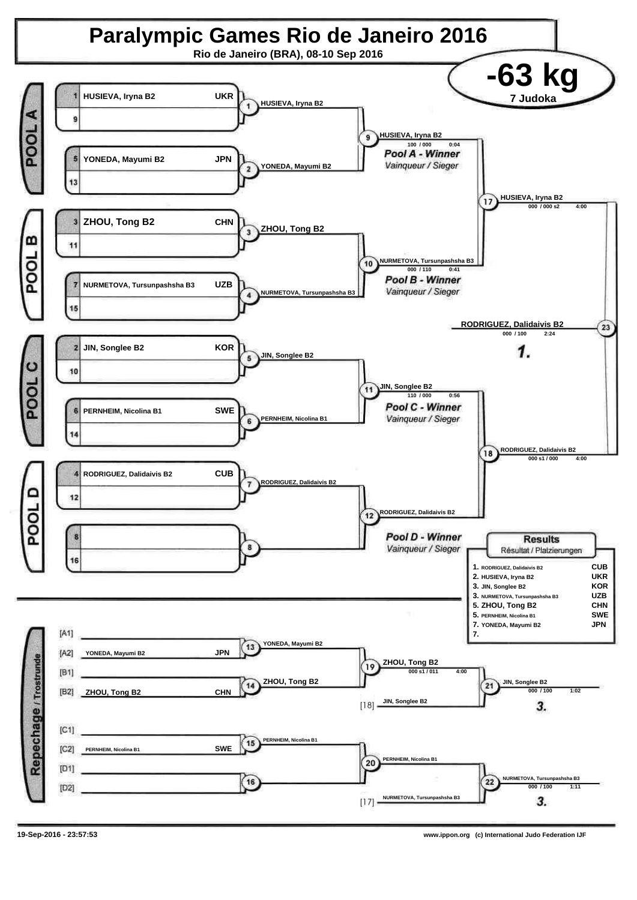# Paralympic Games Rio de Janeiro 2016

**Rio de Janeiro (BRA), 08-10 Sep 2016**

## -63 kg

7 Judoka

### POOL A

| Seed | Name | Country |
|---|---|---|
| 1 | HUSIEVA, Iryna B2 | UKR |
| 9 | | |
| 5 | YONEDA, Mayumi B2 | JPN |
| 13 | | |

- Match 1: HUSIEVA, Iryna B2
- Match 2: YONEDA, Mayumi B2
- Match 9: HUSIEVA, Iryna B2 — 100 / 000 — 0:04

*Pool A - Winner*
*Vainqueur / Sieger*

### POOL B

| Seed | Name | Country |
|---|---|---|
| 3 | ZHOU, Tong B2 | CHN |
| 11 | | |
| 7 | NURMETOVA, Tursunpashsha B3 | UZB |
| 15 | | |

- Match 3: ZHOU, Tong B2
- Match 4: NURMETOVA, Tursunpashsha B3
- Match 10: NURMETOVA, Tursunpashsha B3 — 000 / 110 — 0:41

*Pool B - Winner*
*Vainqueur / Sieger*

### POOL C

| Seed | Name | Country |
|---|---|---|
| 2 | JIN, Songlee B2 | KOR |
| 10 | | |
| 6 | PERNHEIM, Nicolina B1 | SWE |
| 14 | | |

- Match 5: JIN, Songlee B2
- Match 6: PERNHEIM, Nicolina B1
- Match 11: JIN, Songlee B2 — 110 / 000 — 0:56

*Pool C - Winner*
*Vainqueur / Sieger*

### POOL D

| Seed | Name | Country |
|---|---|---|
| 4 | RODRIGUEZ, Dalidaivis B2 | CUB |
| 12 | | |
| 8 | | |
| 16 | | |

- Match 7: RODRIGUEZ, Dalidaivis B2
- Match 8:
- Match 12: RODRIGUEZ, Dalidaivis B2

*Pool D - Winner*
*Vainqueur / Sieger*

### Semi-finals and Final

- Match 17: HUSIEVA, Iryna B2 — 000 / 000 s2 — 4:00
- Match 18: RODRIGUEZ, Dalidaivis B2 — 000 s1 / 000 — 4:00
- Match 23: RODRIGUEZ, Dalidaivis B2 — 000 / 100 — 2:24 — **1.**

### Repechage / Trostrunde

- [A1]
- [A2] YONEDA, Mayumi B2 — JPN
- [B1]
- [B2] ZHOU, Tong B2 — CHN
- [C1]
- [C2] PERNHEIM, Nicolina B1 — SWE
- [D1]
- [D2]

- Match 13: YONEDA, Mayumi B2
- Match 14: ZHOU, Tong B2
- Match 15: PERNHEIM, Nicolina B1
- Match 16:
- Match 19: ZHOU, Tong B2 — 000 s1 / 011 — 4:00
- Match 20: PERNHEIM, Nicolina B1
- [18] JIN, Songlee B2
- [17] NURMETOVA, Tursunpashsha B3
- Match 21: JIN, Songlee B2 — 000 / 100 — 1:02 — **3.**
- Match 22: NURMETOVA, Tursunpashsha B3 — 000 / 100 — 1:11 — **3.**

### Results
Résultat / Platzierungen

| Rank | Name | Country |
|---|---|---|
| 1. | RODRIGUEZ, Dalidaivis B2 | CUB |
| 2. | HUSIEVA, Iryna B2 | UKR |
| 3. | JIN, Songlee B2 | KOR |
| 3. | NURMETOVA, Tursunpashsha B3 | UZB |
| 5. | ZHOU, Tong B2 | CHN |
| 5. | PERNHEIM, Nicolina B1 | SWE |
| 7. | YONEDA, Mayumi B2 | JPN |
| 7. | | |

19-Sep-2016 - 23:57:53 www.ippon.org (c) International Judo Federation IJF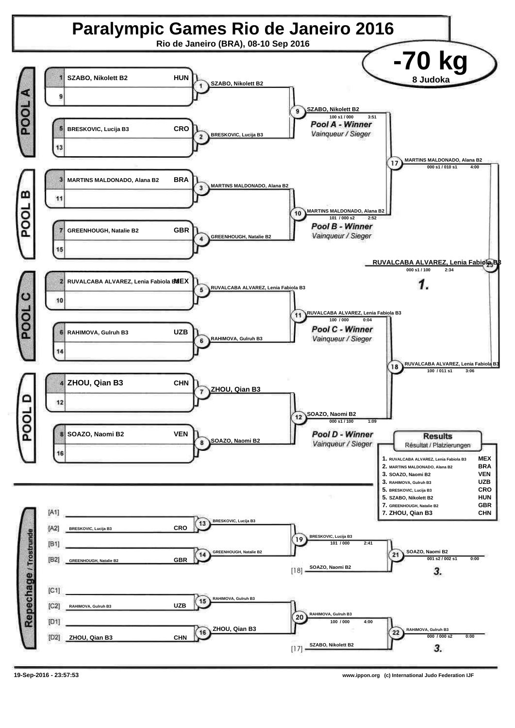# Paralympic Games Rio de Janeiro 2016

**Rio de Janeiro (BRA), 08-10 Sep 2016**

## -70 kg

**8 Judoka**

### POOL A

| Seed | Name | Country |
|---|---|---|
| 1 | SZABO, Nikolett B2 | HUN |
| 9 | | |
| 5 | BRESKOVIC, Lucija B3 | CRO |
| 13 | | |

- Match 1: SZABO, Nikolett B2
- Match 2: BRESKOVIC, Lucija B3
- Match 9: SZABO, Nikolett B2 — 100 s1 / 000 — 3:51

*Pool A - Winner*
*Vainqueur / Sieger*

### POOL B

| Seed | Name | Country |
|---|---|---|
| 3 | MARTINS MALDONADO, Alana B2 | BRA |
| 11 | | |
| 7 | GREENHOUGH, Natalie B2 | GBR |
| 15 | | |

- Match 3: MARTINS MALDONADO, Alana B2
- Match 4: GREENHOUGH, Natalie B2
- Match 10: MARTINS MALDONADO, Alana B2 — 101 / 000 s2 — 2:52

*Pool B - Winner*
*Vainqueur / Sieger*

- Match 17: MARTINS MALDONADO, Alana B2 — 000 s1 / 010 s1 — 4:00

### POOL C

| Seed | Name | Country |
|---|---|---|
| 2 | RUVALCABA ALVAREZ, Lenia Fabiola B3 | MEX |
| 10 | | |
| 6 | RAHIMOVA, Gulruh B3 | UZB |
| 14 | | |

- Match 5: RUVALCABA ALVAREZ, Lenia Fabiola B3
- Match 6: RAHIMOVA, Gulruh B3
- Match 11: RUVALCABA ALVAREZ, Lenia Fabiola B3 — 100 / 000 — 0:04

*Pool C - Winner*
*Vainqueur / Sieger*

### POOL D

| Seed | Name | Country |
|---|---|---|
| 4 | ZHOU, Qian B3 | CHN |
| 12 | | |
| 8 | SOAZO, Naomi B2 | VEN |
| 16 | | |

- Match 7: ZHOU, Qian B3
- Match 8: SOAZO, Naomi B2
- Match 12: SOAZO, Naomi B2 — 000 s1 / 100 — 1:09

*Pool D - Winner*
*Vainqueur / Sieger*

- Match 18: RUVALCABA ALVAREZ, Lenia Fabiola B3 — 100 / 011 s1 — 3:06

### Final

- Match 23: RUVALCABA ALVAREZ, Lenia Fabiola B3 — 000 s1 / 100 — 2:34 — **1.**

### Repechage / Trostrunde

| | Name | Country |
|---|---|---|
| [A1] | | |
| [A2] | BRESKOVIC, Lucija B3 | CRO |
| [B1] | | |
| [B2] | GREENHOUGH, Natalie B2 | GBR |
| [C1] | | |
| [C2] | RAHIMOVA, Gulruh B3 | UZB |
| [D1] | | |
| [D2] | ZHOU, Qian B3 | CHN |

- Match 13: BRESKOVIC, Lucija B3
- Match 14: GREENHOUGH, Natalie B2
- Match 19: BRESKOVIC, Lucija B3 — 101 / 000 — 2:41
- [18] SOAZO, Naomi B2
- Match 21: SOAZO, Naomi B2 — 001 s2 / 002 s1 — 0:00 — **3.**
- Match 15: RAHIMOVA, Gulruh B3
- Match 16: ZHOU, Qian B3
- Match 20: RAHIMOVA, Gulruh B3 — 100 / 000 — 4:00
- [17] SZABO, Nikolett B2
- Match 22: RAHIMOVA, Gulruh B3 — 000 / 000 s2 — 0:00 — **3.**

### Results
*Résultat / Platzierungen*

| Place | Name | Country |
|---|---|---|
| 1. | RUVALCABA ALVAREZ, Lenia Fabiola B3 | MEX |
| 2. | MARTINS MALDONADO, Alana B2 | BRA |
| 3. | SOAZO, Naomi B2 | VEN |
| 3. | RAHIMOVA, Gulruh B3 | UZB |
| 5. | BRESKOVIC, Lucija B3 | CRO |
| 5. | SZABO, Nikolett B2 | HUN |
| 7. | GREENHOUGH, Natalie B2 | GBR |
| 7. | ZHOU, Qian B3 | CHN |

19-Sep-2016 - 23:57:53

www.ippon.org (c) International Judo Federation IJF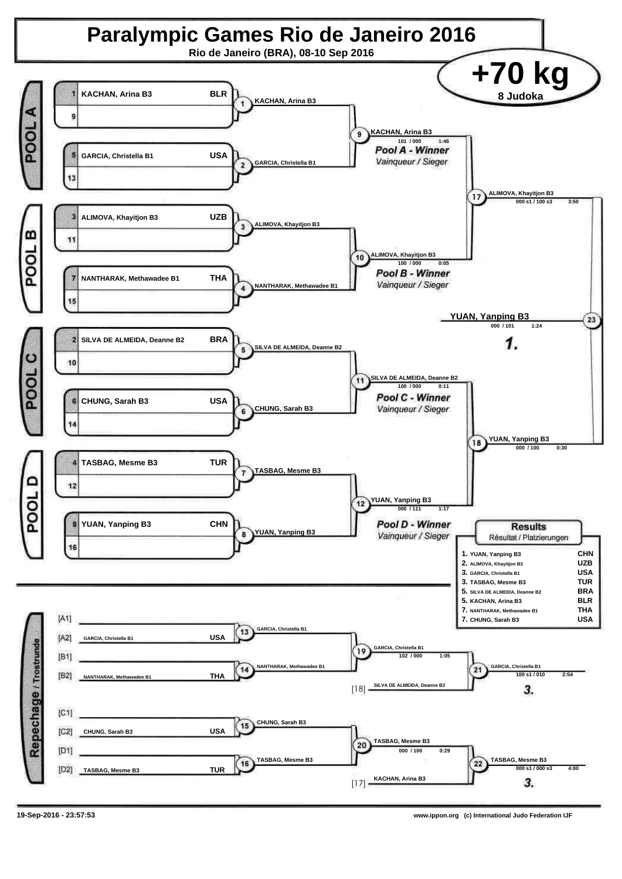# Paralympic Games Rio de Janeiro 2016

Rio de Janeiro (BRA), 08-10 Sep 2016

## +70 kg

8 Judoka

### POOL A

1 KACHAN, Arina B3 BLR
9

5 GARCIA, Christella B1 USA
13

Match 1: KACHAN, Arina B3
Match 2: GARCIA, Christella B1
Match 9: KACHAN, Arina B3 — 101 / 000 — 1:46

*Pool A - Winner*
*Vainqueur / Sieger*

### POOL B

3 ALIMOVA, Khayitjon B3 UZB
11

7 NANTHARAK, Methawadee B1 THA
15

Match 3: ALIMOVA, Khayitjon B3
Match 4: NANTHARAK, Methawadee B1
Match 10: ALIMOVA, Khayitjon B3 — 100 / 000 — 0:05

*Pool B - Winner*
*Vainqueur / Sieger*

Match 17: ALIMOVA, Khayitjon B3 — 000 s1 / 100 s3 — 3:50

Match 23: YUAN, Yanping B3 — 000 / 101 — 1:24

**1.**

### POOL C

2 SILVA DE ALMEIDA, Deanne B2 BRA
10

6 CHUNG, Sarah B3 USA
14

Match 5: SILVA DE ALMEIDA, Deanne B2
Match 6: CHUNG, Sarah B3
Match 11: SILVA DE ALMEIDA, Deanne B2 — 100 / 000 — 0:11

*Pool C - Winner*
*Vainqueur / Sieger*

Match 18: YUAN, Yanping B3 — 000 / 100 — 0:30

### POOL D

4 TASBAG, Mesme B3 TUR
12

8 YUAN, Yanping B3 CHN
16

Match 7: TASBAG, Mesme B3
Match 8: YUAN, Yanping B3
Match 12: YUAN, Yanping B3 — 000 / 111 — 1:17

*Pool D - Winner*
*Vainqueur / Sieger*

### Results

Résultat / Platzierungen

| | | |
|---|---|---|
| 1. | YUAN, Yanping B3 | CHN |
| 2. | ALIMOVA, Khayitjon B3 | UZB |
| 3. | GARCIA, Christella B1 | USA |
| 3. | TASBAG, Mesme B3 | TUR |
| 5. | SILVA DE ALMEIDA, Deanne B2 | BRA |
| 5. | KACHAN, Arina B3 | BLR |
| 7. | NANTHARAK, Methawadee B1 | THA |
| 7. | CHUNG, Sarah B3 | USA |

### Repechage / Trostrunde

[A1]
[A2] GARCIA, Christella B1 USA
[B1]
[B2] NANTHARAK, Methawadee B1 THA

Match 13: GARCIA, Christella B1
Match 14: NANTHARAK, Methawadee B1
Match 19: GARCIA, Christella B1 — 102 / 000 — 1:05
[18] SILVA DE ALMEIDA, Deanne B2
Match 21: GARCIA, Christella B1 — 100 s1 / 010 — 2:54

**3.**

[C1]
[C2] CHUNG, Sarah B3 USA
[D1]
[D2] TASBAG, Mesme B3 TUR

Match 15: CHUNG, Sarah B3
Match 16: TASBAG, Mesme B3
Match 20: TASBAG, Mesme B3 — 000 / 100 — 0:29
[17] KACHAN, Arina B3
Match 22: TASBAG, Mesme B3 — 000 s1 / 000 s3 — 4:00

**3.**

19-Sep-2016 - 23:57:53

www.ippon.org (c) International Judo Federation IJF